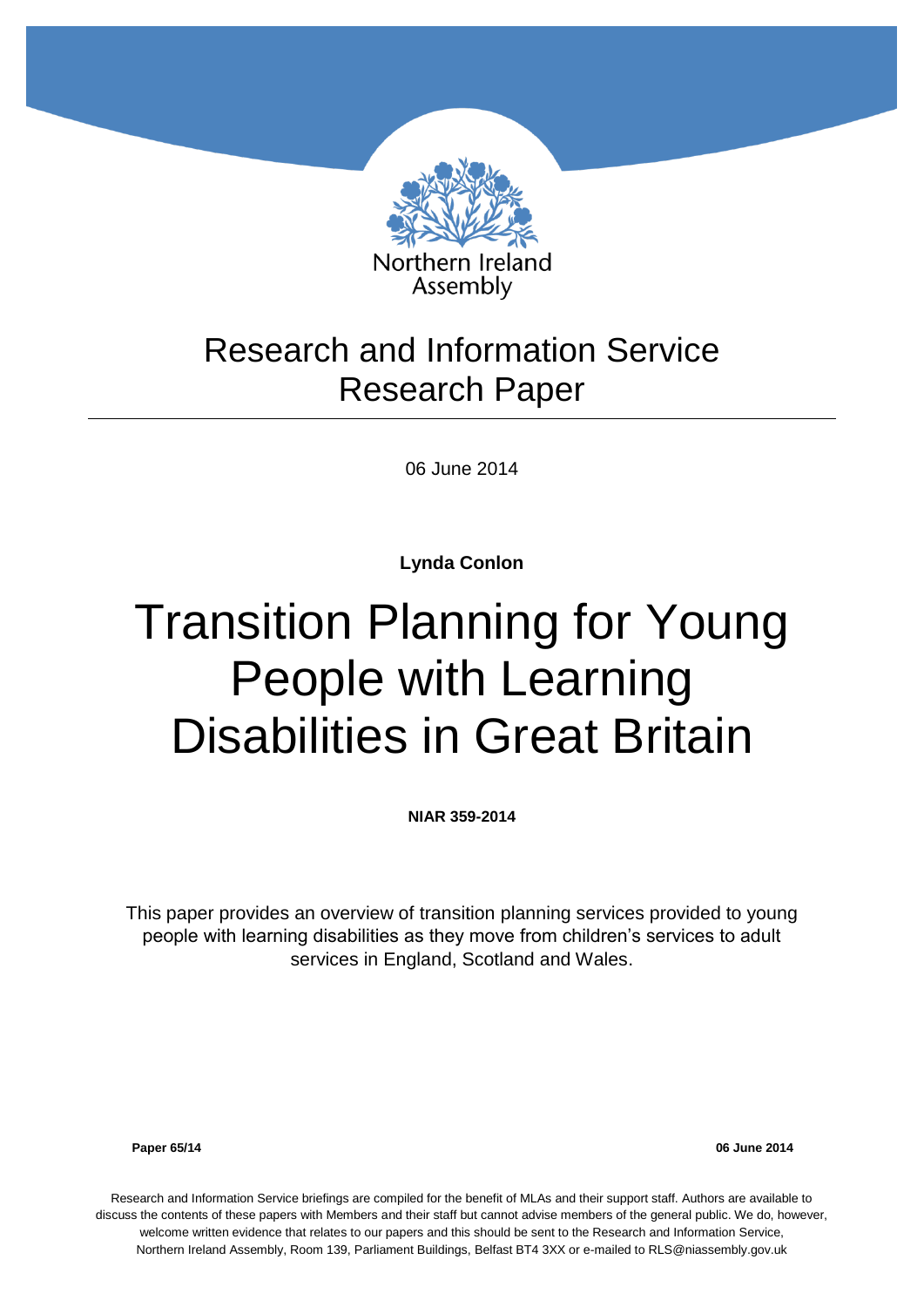Northern Ireland Assembly

# Research and Information Service Research Paper

06 June 2014

**Lynda Conlon**

# Transition Planning for Young People with Learning Disabilities in Great Britain

**NIAR 359-2014**

This paper provides an overview of transition planning services provided to young people with learning disabilities as they move from children's services to adult services in England, Scotland and Wales.

**Paper 65/14** **06 June 2014**

Research and Information Service briefings are compiled for the benefit of MLAs and their support staff. Authors are available to discuss the contents of these papers with Members and their staff but cannot advise members of the general public. We do, however, welcome written evidence that relates to our papers and this should be sent to the Research and Information Service, Northern Ireland Assembly, Room 139, Parliament Buildings, Belfast BT4 3XX or e-mailed to RLS@niassembly.gov.uk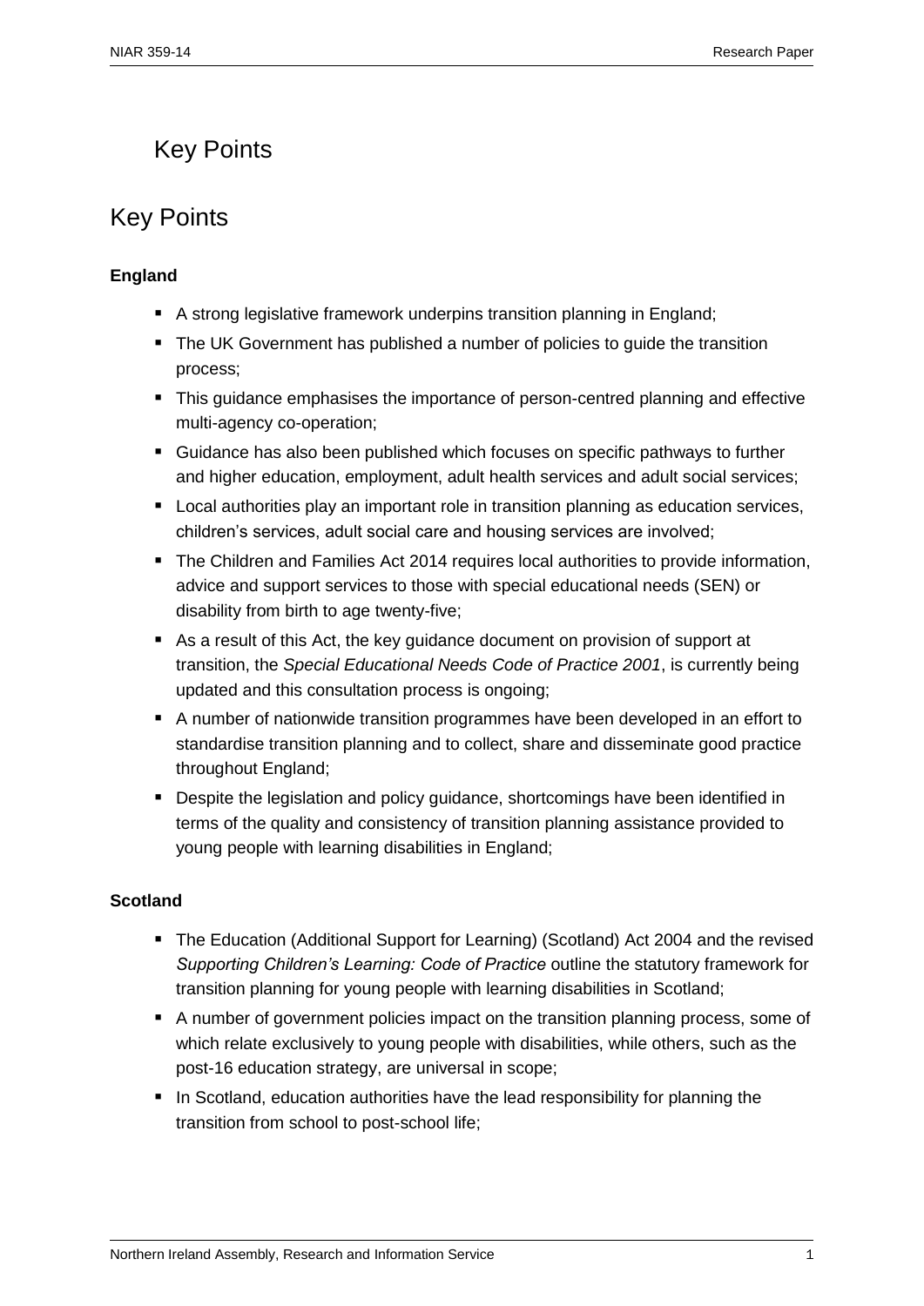# Key Points

## Key Points

**England**

- A strong legislative framework underpins transition planning in England;
- The UK Government has published a number of policies to guide the transition process;
- This guidance emphasises the importance of person-centred planning and effective multi-agency co-operation;
- Guidance has also been published which focuses on specific pathways to further and higher education, employment, adult health services and adult social services;
- Local authorities play an important role in transition planning as education services, children's services, adult social care and housing services are involved;
- The Children and Families Act 2014 requires local authorities to provide information, advice and support services to those with special educational needs (SEN) or disability from birth to age twenty-five;
- As a result of this Act, the key guidance document on provision of support at transition, the *Special Educational Needs Code of Practice 2001*, is currently being updated and this consultation process is ongoing;
- A number of nationwide transition programmes have been developed in an effort to standardise transition planning and to collect, share and disseminate good practice throughout England;
- Despite the legislation and policy guidance, shortcomings have been identified in terms of the quality and consistency of transition planning assistance provided to young people with learning disabilities in England;

**Scotland**

- The Education (Additional Support for Learning) (Scotland) Act 2004 and the revised *Supporting Children's Learning: Code of Practice* outline the statutory framework for transition planning for young people with learning disabilities in Scotland;
- A number of government policies impact on the transition planning process, some of which relate exclusively to young people with disabilities, while others, such as the post-16 education strategy, are universal in scope;
- In Scotland, education authorities have the lead responsibility for planning the transition from school to post-school life;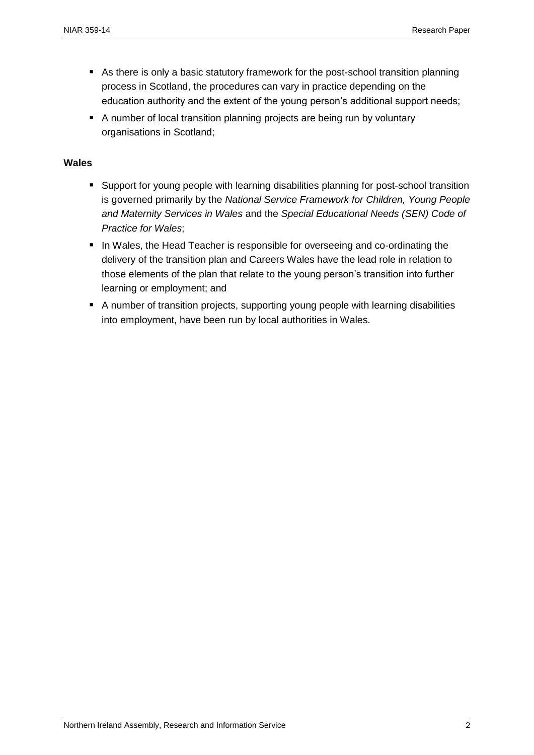- As there is only a basic statutory framework for the post-school transition planning process in Scotland, the procedures can vary in practice depending on the education authority and the extent of the young person's additional support needs;
- A number of local transition planning projects are being run by voluntary organisations in Scotland;

**Wales**

- Support for young people with learning disabilities planning for post-school transition is governed primarily by the *National Service Framework for Children, Young People and Maternity Services in Wales* and the *Special Educational Needs (SEN) Code of Practice for Wales*;
- In Wales, the Head Teacher is responsible for overseeing and co-ordinating the delivery of the transition plan and Careers Wales have the lead role in relation to those elements of the plan that relate to the young person's transition into further learning or employment; and
- A number of transition projects, supporting young people with learning disabilities into employment, have been run by local authorities in Wales.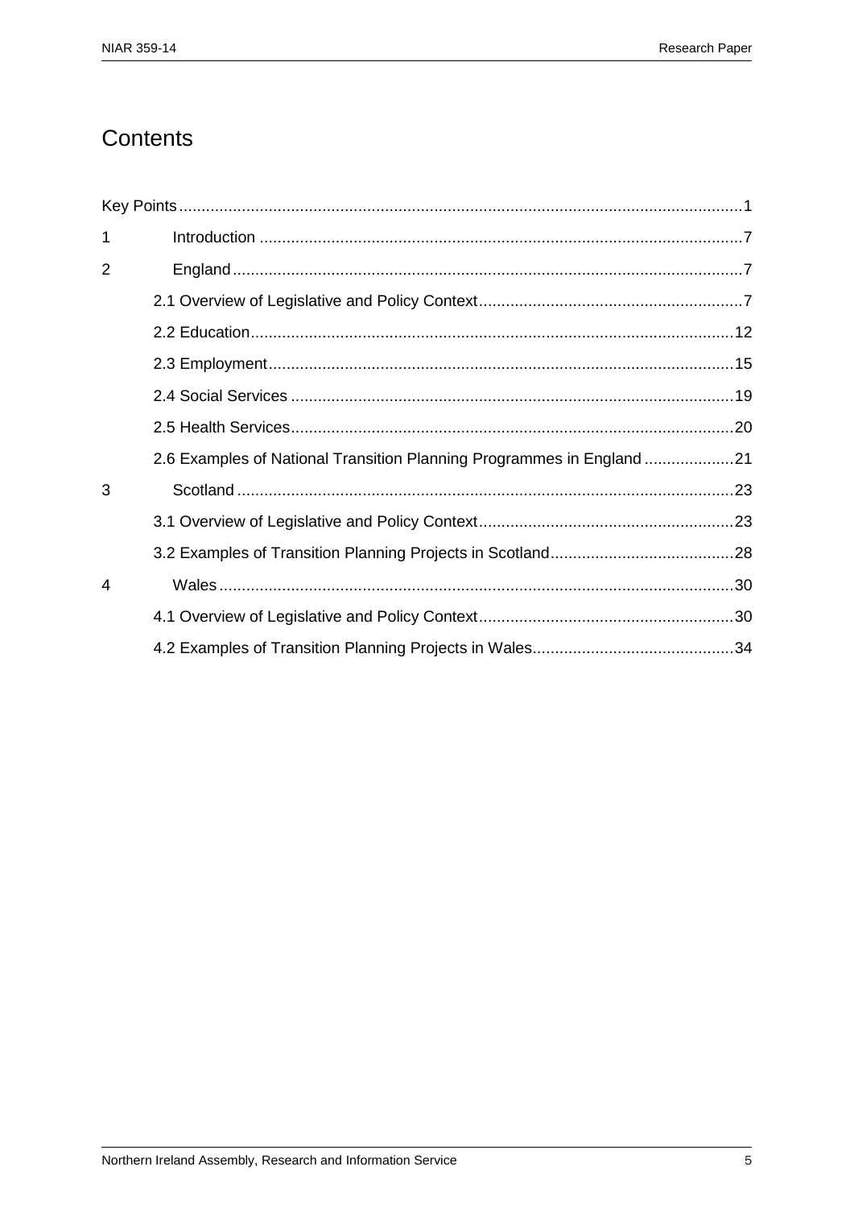# Contents

Key Points ............................................................................................................................. 1

1 Introduction ........................................................................................................... 7

2 England .................................................................................................................. 7

2.1 Overview of Legislative and Policy Context ........................................................... 7

2.2 Education ............................................................................................................ 12

2.3 Employment ........................................................................................................ 15

2.4 Social Services .................................................................................................... 19

2.5 Health Services ................................................................................................... 20

2.6 Examples of National Transition Planning Programmes in England .................... 21

3 Scotland ............................................................................................................... 23

3.1 Overview of Legislative and Policy Context ......................................................... 23

3.2 Examples of Transition Planning Projects in Scotland ......................................... 28

4 Wales ................................................................................................................... 30

4.1 Overview of Legislative and Policy Context ......................................................... 30

4.2 Examples of Transition Planning Projects in Wales ............................................. 34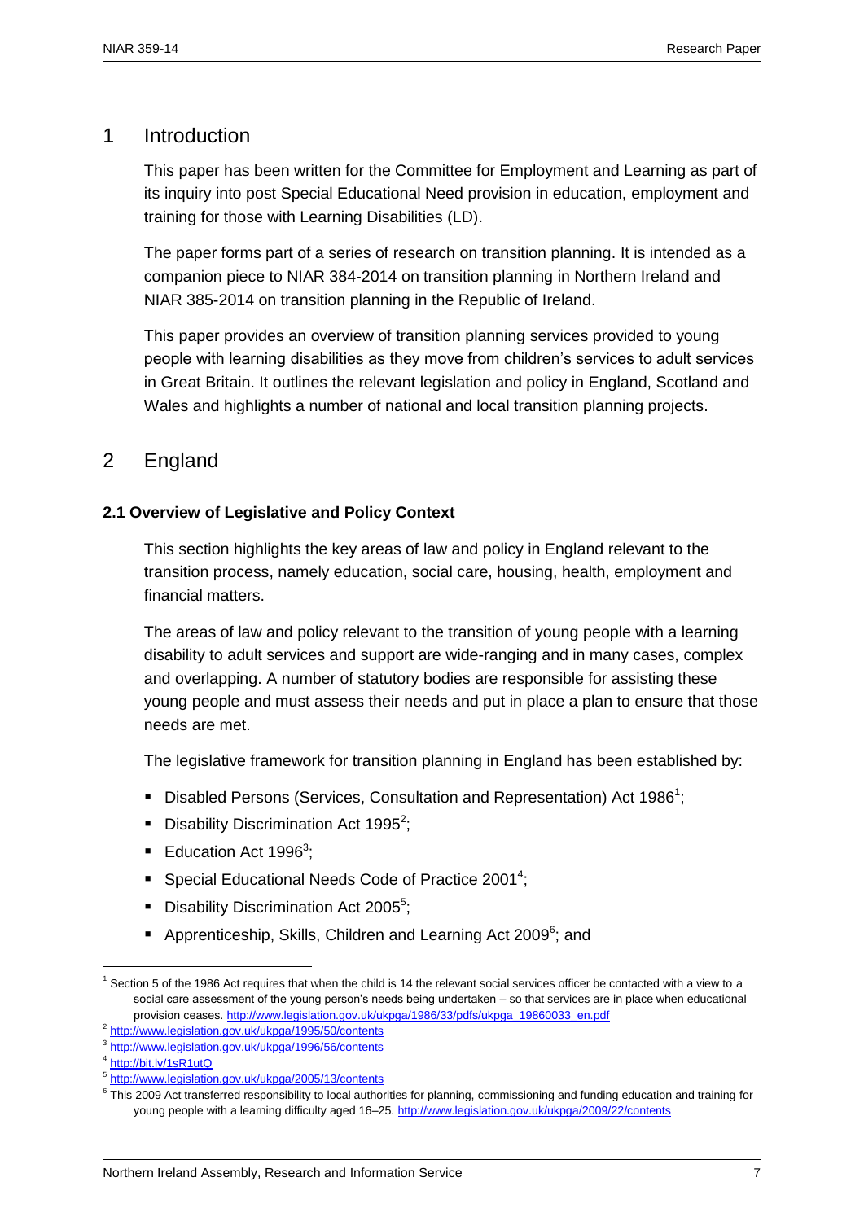# 1 Introduction

This paper has been written for the Committee for Employment and Learning as part of its inquiry into post Special Educational Need provision in education, employment and training for those with Learning Disabilities (LD).

The paper forms part of a series of research on transition planning. It is intended as a companion piece to NIAR 384-2014 on transition planning in Northern Ireland and NIAR 385-2014 on transition planning in the Republic of Ireland.

This paper provides an overview of transition planning services provided to young people with learning disabilities as they move from children's services to adult services in Great Britain. It outlines the relevant legislation and policy in England, Scotland and Wales and highlights a number of national and local transition planning projects.

# 2 England

### 2.1 Overview of Legislative and Policy Context

This section highlights the key areas of law and policy in England relevant to the transition process, namely education, social care, housing, health, employment and financial matters.

The areas of law and policy relevant to the transition of young people with a learning disability to adult services and support are wide-ranging and in many cases, complex and overlapping. A number of statutory bodies are responsible for assisting these young people and must assess their needs and put in place a plan to ensure that those needs are met.

The legislative framework for transition planning in England has been established by:

- Disabled Persons (Services, Consultation and Representation) Act 1986[1];
- Disability Discrimination Act 1995[2];
- Education Act 1996[3];
- Special Educational Needs Code of Practice 2001[4];
- Disability Discrimination Act 2005[5];
- Apprenticeship, Skills, Children and Learning Act 2009[6]; and

---

[1] Section 5 of the 1986 Act requires that when the child is 14 the relevant social services officer be contacted with a view to a social care assessment of the young person's needs being undertaken – so that services are in place when educational provision ceases. http://www.legislation.gov.uk/ukpga/1986/33/pdfs/ukpga_19860033_en.pdf

[2] http://www.legislation.gov.uk/ukpga/1995/50/contents

[3] http://www.legislation.gov.uk/ukpga/1996/56/contents

[4] http://bit.ly/1sR1utO

[5] http://www.legislation.gov.uk/ukpga/2005/13/contents

[6] This 2009 Act transferred responsibility to local authorities for planning, commissioning and funding education and training for young people with a learning difficulty aged 16–25. http://www.legislation.gov.uk/ukpga/2009/22/contents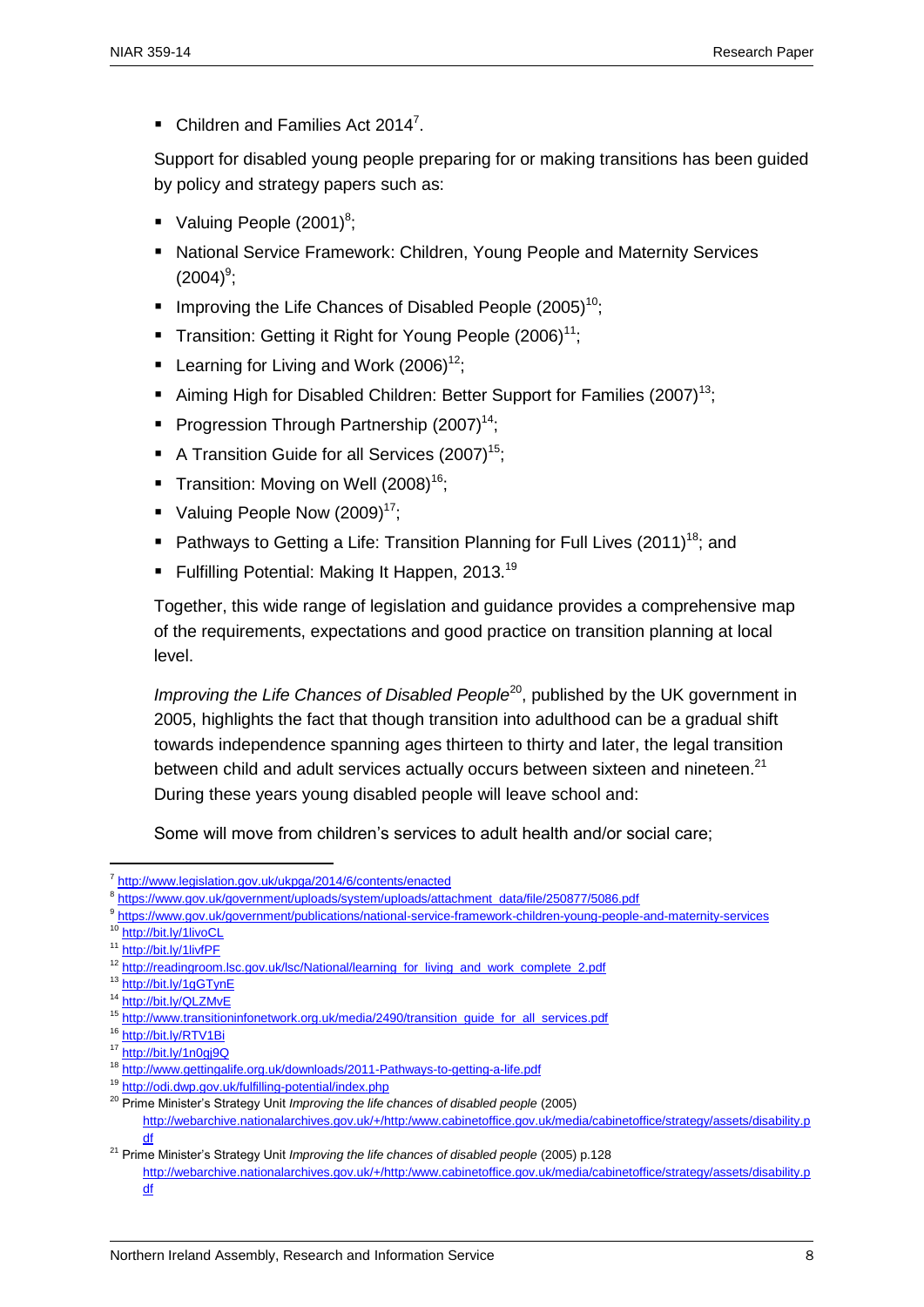- Children and Families Act 2014[7].

Support for disabled young people preparing for or making transitions has been guided by policy and strategy papers such as:

- Valuing People (2001)[8];
- National Service Framework: Children, Young People and Maternity Services (2004)[9];
- Improving the Life Chances of Disabled People (2005)[10];
- Transition: Getting it Right for Young People (2006)[11];
- Learning for Living and Work (2006)[12];
- Aiming High for Disabled Children: Better Support for Families (2007)[13];
- Progression Through Partnership (2007)[14];
- A Transition Guide for all Services (2007)[15];
- Transition: Moving on Well (2008)[16];
- Valuing People Now (2009)[17];
- Pathways to Getting a Life: Transition Planning for Full Lives (2011)[18]; and
- Fulfilling Potential: Making It Happen, 2013.[19]

Together, this wide range of legislation and guidance provides a comprehensive map of the requirements, expectations and good practice on transition planning at local level.

*Improving the Life Chances of Disabled People*[20], published by the UK government in 2005, highlights the fact that though transition into adulthood can be a gradual shift towards independence spanning ages thirteen to thirty and later, the legal transition between child and adult services actually occurs between sixteen and nineteen.[21] During these years young disabled people will leave school and:

Some will move from children's services to adult health and/or social care;

---

[7] http://www.legislation.gov.uk/ukpga/2014/6/contents/enacted

[8] https://www.gov.uk/government/uploads/system/uploads/attachment_data/file/250877/5086.pdf

[9] https://www.gov.uk/government/publications/national-service-framework-children-young-people-and-maternity-services

[10] http://bit.ly/1livoCL

[11] http://bit.ly/1livfPF

[12] http://readingroom.lsc.gov.uk/lsc/National/learning_for_living_and_work_complete_2.pdf

[13] http://bit.ly/1gGTynE

[14] http://bit.ly/QLZMvE

[15] http://www.transitioninfonetwork.org.uk/media/2490/transition_guide_for_all_services.pdf

[16] http://bit.ly/RTV1Bi

[17] http://bit.ly/1n0gj9Q

[18] http://www.gettingalife.org.uk/downloads/2011-Pathways-to-getting-a-life.pdf

[19] http://odi.dwp.gov.uk/fulfilling-potential/index.php

[20] Prime Minister's Strategy Unit *Improving the life chances of disabled people* (2005) http://webarchive.nationalarchives.gov.uk/+/http:/www.cabinetoffice.gov.uk/media/cabinetoffice/strategy/assets/disability.pdf

[21] Prime Minister's Strategy Unit *Improving the life chances of disabled people* (2005) p.128 http://webarchive.nationalarchives.gov.uk/+/http:/www.cabinetoffice.gov.uk/media/cabinetoffice/strategy/assets/disability.pdf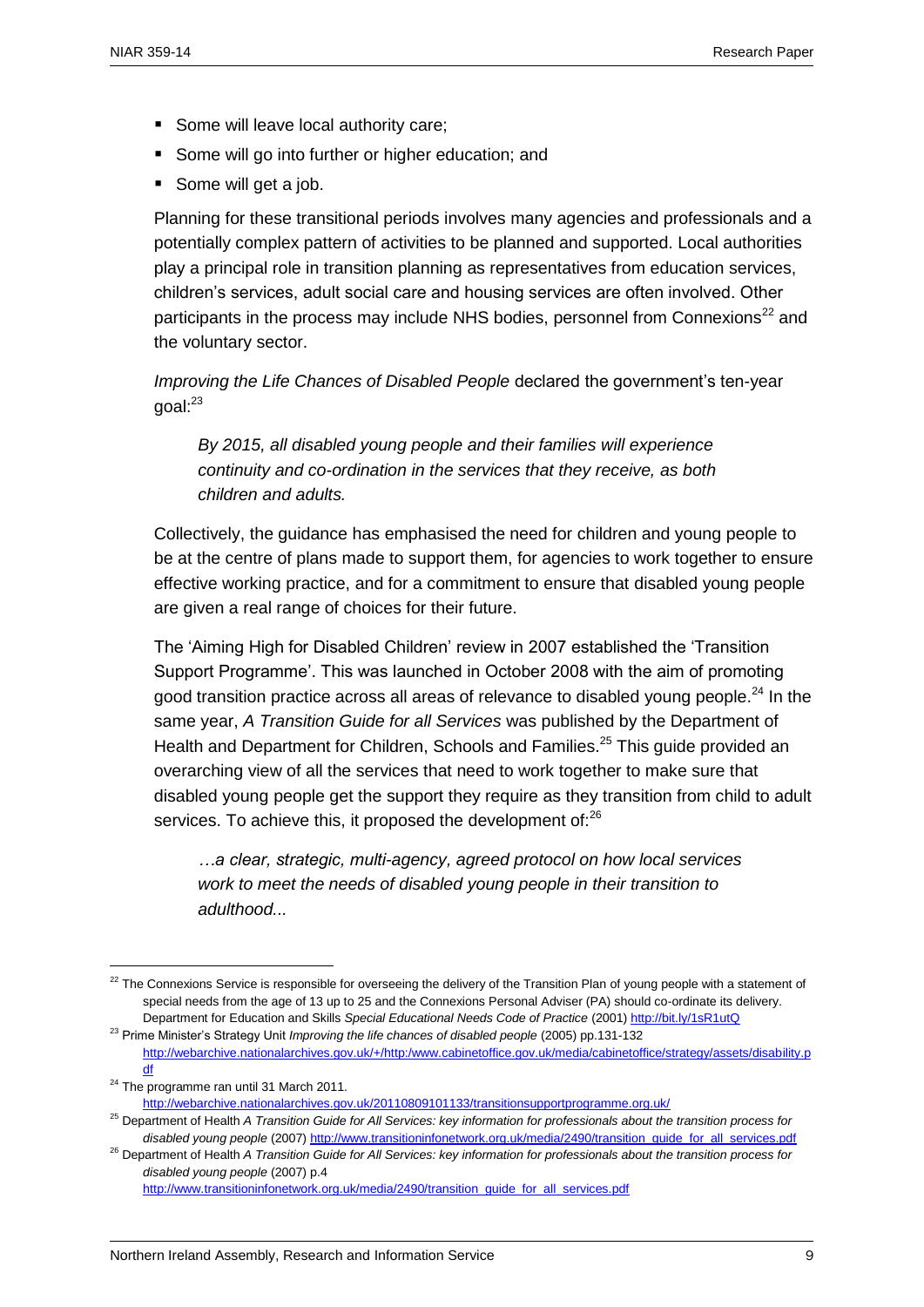- Some will leave local authority care;
- Some will go into further or higher education; and
- Some will get a job.

Planning for these transitional periods involves many agencies and professionals and a potentially complex pattern of activities to be planned and supported. Local authorities play a principal role in transition planning as representatives from education services, children's services, adult social care and housing services are often involved. Other participants in the process may include NHS bodies, personnel from Connexions[22] and the voluntary sector.

*Improving the Life Chances of Disabled People* declared the government's ten-year goal:[23]

> *By 2015, all disabled young people and their families will experience continuity and co-ordination in the services that they receive, as both children and adults.*

Collectively, the guidance has emphasised the need for children and young people to be at the centre of plans made to support them, for agencies to work together to ensure effective working practice, and for a commitment to ensure that disabled young people are given a real range of choices for their future.

The 'Aiming High for Disabled Children' review in 2007 established the 'Transition Support Programme'. This was launched in October 2008 with the aim of promoting good transition practice across all areas of relevance to disabled young people.[24] In the same year, *A Transition Guide for all Services* was published by the Department of Health and Department for Children, Schools and Families.[25] This guide provided an overarching view of all the services that need to work together to make sure that disabled young people get the support they require as they transition from child to adult services. To achieve this, it proposed the development of:[26]

> *…a clear, strategic, multi-agency, agreed protocol on how local services work to meet the needs of disabled young people in their transition to adulthood...*

---

[22] The Connexions Service is responsible for overseeing the delivery of the Transition Plan of young people with a statement of special needs from the age of 13 up to 25 and the Connexions Personal Adviser (PA) should co-ordinate its delivery. Department for Education and Skills *Special Educational Needs Code of Practice* (2001) http://bit.ly/1sR1utQ

[23] Prime Minister's Strategy Unit *Improving the life chances of disabled people* (2005) pp.131-132 http://webarchive.nationalarchives.gov.uk/+/http:/www.cabinetoffice.gov.uk/media/cabinetoffice/strategy/assets/disability.pdf

[24] The programme ran until 31 March 2011. http://webarchive.nationalarchives.gov.uk/20110809101133/transitionsupportprogramme.org.uk/

[25] Department of Health *A Transition Guide for All Services: key information for professionals about the transition process for disabled young people* (2007) http://www.transitioninfonetwork.org.uk/media/2490/transition_guide_for_all_services.pdf

[26] Department of Health *A Transition Guide for All Services: key information for professionals about the transition process for disabled young people* (2007) p.4 http://www.transitioninfonetwork.org.uk/media/2490/transition_guide_for_all_services.pdf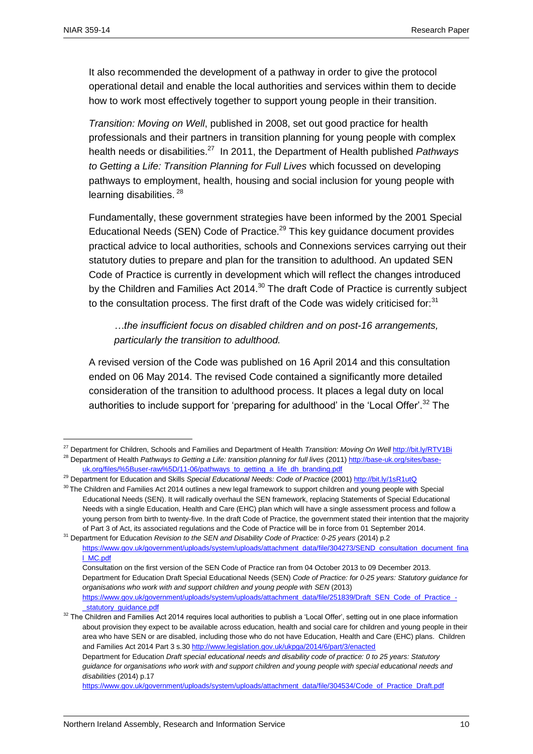It also recommended the development of a pathway in order to give the protocol operational detail and enable the local authorities and services within them to decide how to work most effectively together to support young people in their transition.

*Transition: Moving on Well*, published in 2008, set out good practice for health professionals and their partners in transition planning for young people with complex health needs or disabilities.[27] In 2011, the Department of Health published *Pathways to Getting a Life: Transition Planning for Full Lives* which focussed on developing pathways to employment, health, housing and social inclusion for young people with learning disabilities.[28]

Fundamentally, these government strategies have been informed by the 2001 Special Educational Needs (SEN) Code of Practice.[29] This key guidance document provides practical advice to local authorities, schools and Connexions services carrying out their statutory duties to prepare and plan for the transition to adulthood. An updated SEN Code of Practice is currently in development which will reflect the changes introduced by the Children and Families Act 2014.[30] The draft Code of Practice is currently subject to the consultation process. The first draft of the Code was widely criticised for:[31]

> *…the insufficient focus on disabled children and on post-16 arrangements, particularly the transition to adulthood.*

A revised version of the Code was published on 16 April 2014 and this consultation ended on 06 May 2014. The revised Code contained a significantly more detailed consideration of the transition to adulthood process. It places a legal duty on local authorities to include support for 'preparing for adulthood' in the 'Local Offer'.[32] The

---

[27] Department for Children, Schools and Families and Department of Health *Transition: Moving On Well* http://bit.ly/RTV1Bi

[28] Department of Health *Pathways to Getting a Life: transition planning for full lives* (2011) http://base-uk.org/sites/base-uk.org/files/%5Buser-raw%5D/11-06/pathways_to_getting_a_life_dh_branding.pdf

[29] Department for Education and Skills *Special Educational Needs: Code of Practice* (2001) http://bit.ly/1sR1utQ

[30] The Children and Families Act 2014 outlines a new legal framework to support children and young people with Special Educational Needs (SEN). It will radically overhaul the SEN framework, replacing Statements of Special Educational Needs with a single Education, Health and Care (EHC) plan which will have a single assessment process and follow a young person from birth to twenty-five. In the draft Code of Practice, the government stated their intention that the majority of Part 3 of Act, its associated regulations and the Code of Practice will be in force from 01 September 2014.

[31] Department for Education *Revision to the SEN and Disability Code of Practice: 0-25 years* (2014) p.2 https://www.gov.uk/government/uploads/system/uploads/attachment_data/file/304273/SEND_consultation_document_final_MC.pdf
Consultation on the first version of the SEN Code of Practice ran from 04 October 2013 to 09 December 2013. Department for Education Draft Special Educational Needs (SEN) *Code of Practice: for 0-25 years: Statutory guidance for organisations who work with and support children and young people with SEN* (2013) https://www.gov.uk/government/uploads/system/uploads/attachment_data/file/251839/Draft_SEN_Code_of_Practice_-_statutory_guidance.pdf

[32] The Children and Families Act 2014 requires local authorities to publish a 'Local Offer', setting out in one place information about provision they expect to be available across education, health and social care for children and young people in their area who have SEN or are disabled, including those who do not have Education, Health and Care (EHC) plans. Children and Families Act 2014 Part 3 s.30 http://www.legislation.gov.uk/ukpga/2014/6/part/3/enacted
Department for Education *Draft special educational needs and disability code of practice: 0 to 25 years: Statutory guidance for organisations who work with and support children and young people with special educational needs and disabilities* (2014) p.17
https://www.gov.uk/government/uploads/system/uploads/attachment_data/file/304534/Code_of_Practice_Draft.pdf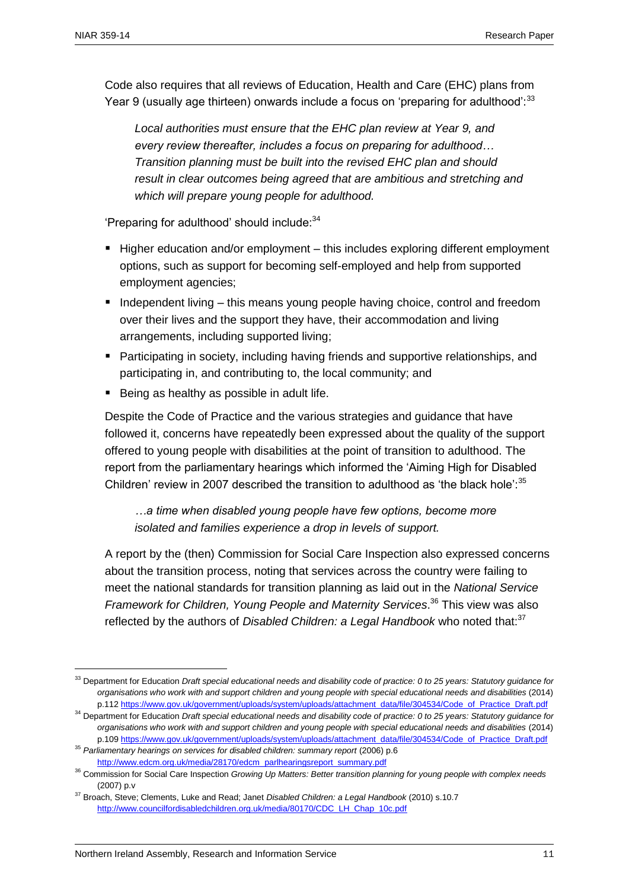Code also requires that all reviews of Education, Health and Care (EHC) plans from Year 9 (usually age thirteen) onwards include a focus on 'preparing for adulthood':[33]

> *Local authorities must ensure that the EHC plan review at Year 9, and every review thereafter, includes a focus on preparing for adulthood… Transition planning must be built into the revised EHC plan and should result in clear outcomes being agreed that are ambitious and stretching and which will prepare young people for adulthood.*

'Preparing for adulthood' should include:[34]

- Higher education and/or employment – this includes exploring different employment options, such as support for becoming self-employed and help from supported employment agencies;
- Independent living – this means young people having choice, control and freedom over their lives and the support they have, their accommodation and living arrangements, including supported living;
- Participating in society, including having friends and supportive relationships, and participating in, and contributing to, the local community; and
- Being as healthy as possible in adult life.

Despite the Code of Practice and the various strategies and guidance that have followed it, concerns have repeatedly been expressed about the quality of the support offered to young people with disabilities at the point of transition to adulthood. The report from the parliamentary hearings which informed the 'Aiming High for Disabled Children' review in 2007 described the transition to adulthood as 'the black hole':[35]

> *…a time when disabled young people have few options, become more isolated and families experience a drop in levels of support.*

A report by the (then) Commission for Social Care Inspection also expressed concerns about the transition process, noting that services across the country were failing to meet the national standards for transition planning as laid out in the *National Service Framework for Children, Young People and Maternity Services*.[36] This view was also reflected by the authors of *Disabled Children: a Legal Handbook* who noted that:[37]

---

[33] Department for Education *Draft special educational needs and disability code of practice: 0 to 25 years: Statutory guidance for organisations who work with and support children and young people with special educational needs and disabilities* (2014) p.112 https://www.gov.uk/government/uploads/system/uploads/attachment_data/file/304534/Code_of_Practice_Draft.pdf

[34] Department for Education *Draft special educational needs and disability code of practice: 0 to 25 years: Statutory guidance for organisations who work with and support children and young people with special educational needs and disabilities* (2014) p.109 https://www.gov.uk/government/uploads/system/uploads/attachment_data/file/304534/Code_of_Practice_Draft.pdf

[35] *Parliamentary hearings on services for disabled children: summary report* (2006) p.6 http://www.edcm.org.uk/media/28170/edcm_parlhearingsreport_summary.pdf

[36] Commission for Social Care Inspection *Growing Up Matters: Better transition planning for young people with complex needs* (2007) p.v

[37] Broach, Steve; Clements, Luke and Read; Janet *Disabled Children: a Legal Handbook* (2010) s.10.7 http://www.councilfordisabledchildren.org.uk/media/80170/CDC_LH_Chap_10c.pdf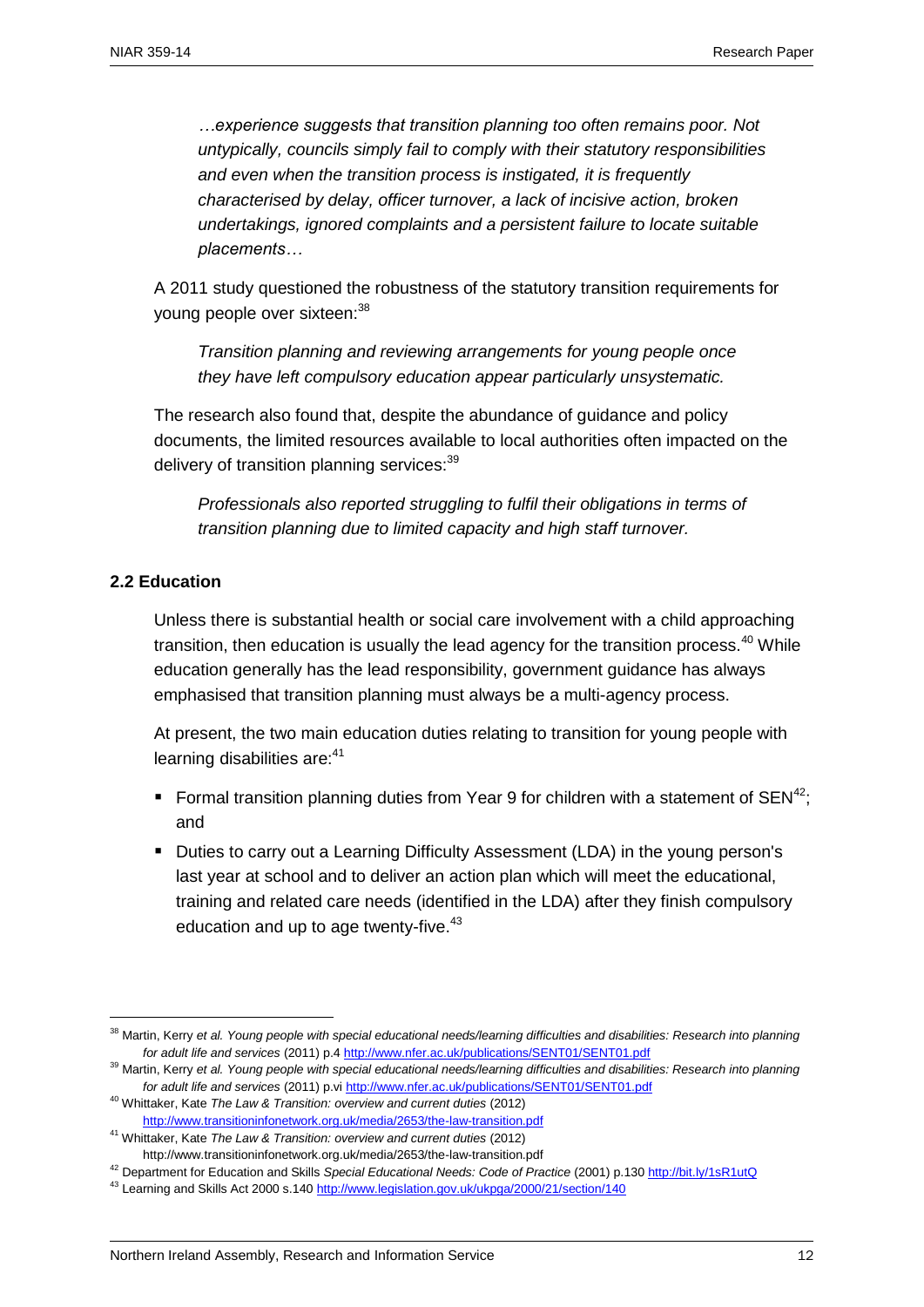*…experience suggests that transition planning too often remains poor. Not untypically, councils simply fail to comply with their statutory responsibilities and even when the transition process is instigated, it is frequently characterised by delay, officer turnover, a lack of incisive action, broken undertakings, ignored complaints and a persistent failure to locate suitable placements…*

A 2011 study questioned the robustness of the statutory transition requirements for young people over sixteen:[38]

*Transition planning and reviewing arrangements for young people once they have left compulsory education appear particularly unsystematic.*

The research also found that, despite the abundance of guidance and policy documents, the limited resources available to local authorities often impacted on the delivery of transition planning services:[39]

*Professionals also reported struggling to fulfil their obligations in terms of transition planning due to limited capacity and high staff turnover.*

### 2.2 Education

Unless there is substantial health or social care involvement with a child approaching transition, then education is usually the lead agency for the transition process.[40] While education generally has the lead responsibility, government guidance has always emphasised that transition planning must always be a multi-agency process.

At present, the two main education duties relating to transition for young people with learning disabilities are:[41]

- Formal transition planning duties from Year 9 for children with a statement of SEN[42]; and
- Duties to carry out a Learning Difficulty Assessment (LDA) in the young person's last year at school and to deliver an action plan which will meet the educational, training and related care needs (identified in the LDA) after they finish compulsory education and up to age twenty-five.[43]

---

[38] Martin, Kerry *et al. Young people with special educational needs/learning difficulties and disabilities: Research into planning for adult life and services* (2011) p.4 http://www.nfer.ac.uk/publications/SENT01/SENT01.pdf

[39] Martin, Kerry *et al. Young people with special educational needs/learning difficulties and disabilities: Research into planning for adult life and services* (2011) p.vi http://www.nfer.ac.uk/publications/SENT01/SENT01.pdf

[40] Whittaker, Kate *The Law & Transition: overview and current duties* (2012) http://www.transitioninfonetwork.org.uk/media/2653/the-law-transition.pdf

[41] Whittaker, Kate *The Law & Transition: overview and current duties* (2012) http://www.transitioninfonetwork.org.uk/media/2653/the-law-transition.pdf

[42] Department for Education and Skills *Special Educational Needs: Code of Practice* (2001) p.130 http://bit.ly/1sR1utQ

[43] Learning and Skills Act 2000 s.140 http://www.legislation.gov.uk/ukpga/2000/21/section/140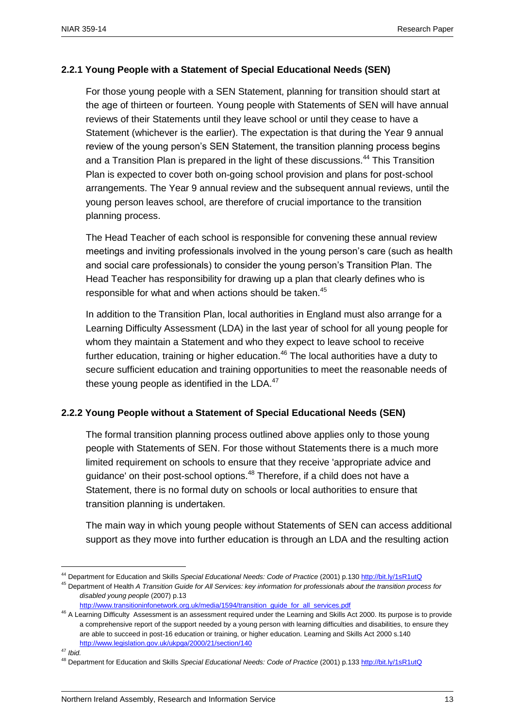### 2.2.1 Young People with a Statement of Special Educational Needs (SEN)

For those young people with a SEN Statement, planning for transition should start at the age of thirteen or fourteen. Young people with Statements of SEN will have annual reviews of their Statements until they leave school or until they cease to have a Statement (whichever is the earlier). The expectation is that during the Year 9 annual review of the young person's SEN Statement, the transition planning process begins and a Transition Plan is prepared in the light of these discussions.[44] This Transition Plan is expected to cover both on-going school provision and plans for post-school arrangements. The Year 9 annual review and the subsequent annual reviews, until the young person leaves school, are therefore of crucial importance to the transition planning process.

The Head Teacher of each school is responsible for convening these annual review meetings and inviting professionals involved in the young person's care (such as health and social care professionals) to consider the young person's Transition Plan. The Head Teacher has responsibility for drawing up a plan that clearly defines who is responsible for what and when actions should be taken.[45]

In addition to the Transition Plan, local authorities in England must also arrange for a Learning Difficulty Assessment (LDA) in the last year of school for all young people for whom they maintain a Statement and who they expect to leave school to receive further education, training or higher education.[46] The local authorities have a duty to secure sufficient education and training opportunities to meet the reasonable needs of these young people as identified in the LDA.[47]

### 2.2.2 Young People without a Statement of Special Educational Needs (SEN)

The formal transition planning process outlined above applies only to those young people with Statements of SEN. For those without Statements there is a much more limited requirement on schools to ensure that they receive 'appropriate advice and guidance' on their post-school options.[48] Therefore, if a child does not have a Statement, there is no formal duty on schools or local authorities to ensure that transition planning is undertaken.

The main way in which young people without Statements of SEN can access additional support as they move into further education is through an LDA and the resulting action

---

[44] Department for Education and Skills *Special Educational Needs: Code of Practice* (2001) p.130 http://bit.ly/1sR1utQ

[45] Department of Health *A Transition Guide for All Services: key information for professionals about the transition process for disabled young people* (2007) p.13 http://www.transitioninfonetwork.org.uk/media/1594/transition_guide_for_all_services.pdf

[46] A Learning Difficulty Assessment is an assessment required under the Learning and Skills Act 2000. Its purpose is to provide a comprehensive report of the support needed by a young person with learning difficulties and disabilities, to ensure they are able to succeed in post-16 education or training, or higher education. Learning and Skills Act 2000 s.140 http://www.legislation.gov.uk/ukpga/2000/21/section/140

[47] *Ibid.*

[48] Department for Education and Skills *Special Educational Needs: Code of Practice* (2001) p.133 http://bit.ly/1sR1utQ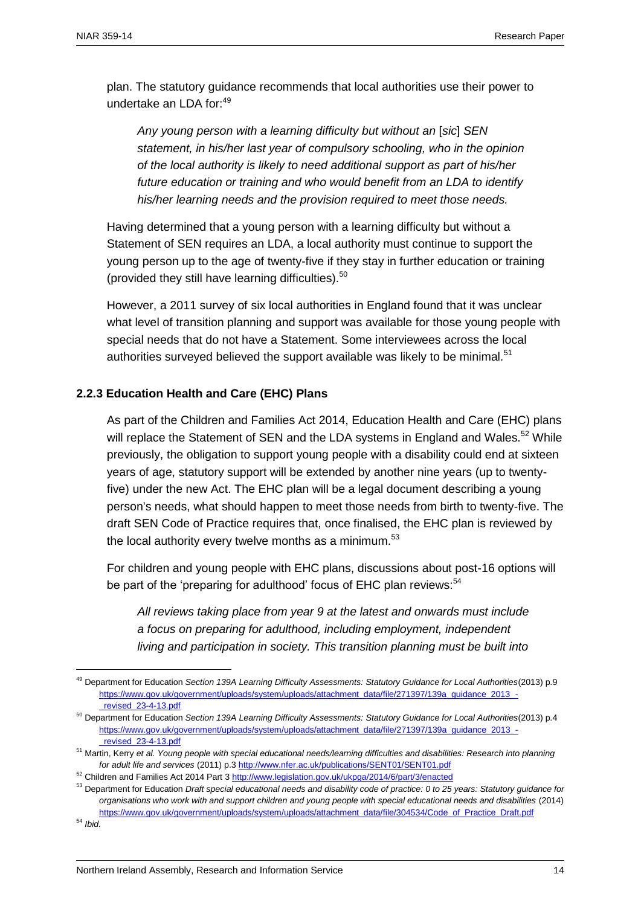plan. The statutory guidance recommends that local authorities use their power to undertake an LDA for:[49]

> *Any young person with a learning difficulty but without an* [*sic*] *SEN statement, in his/her last year of compulsory schooling, who in the opinion of the local authority is likely to need additional support as part of his/her future education or training and who would benefit from an LDA to identify his/her learning needs and the provision required to meet those needs.*

Having determined that a young person with a learning difficulty but without a Statement of SEN requires an LDA, a local authority must continue to support the young person up to the age of twenty-five if they stay in further education or training (provided they still have learning difficulties).[50]

However, a 2011 survey of six local authorities in England found that it was unclear what level of transition planning and support was available for those young people with special needs that do not have a Statement. Some interviewees across the local authorities surveyed believed the support available was likely to be minimal.[51]

### 2.2.3 Education Health and Care (EHC) Plans

As part of the Children and Families Act 2014, Education Health and Care (EHC) plans will replace the Statement of SEN and the LDA systems in England and Wales.[52] While previously, the obligation to support young people with a disability could end at sixteen years of age, statutory support will be extended by another nine years (up to twenty-five) under the new Act. The EHC plan will be a legal document describing a young person's needs, what should happen to meet those needs from birth to twenty-five. The draft SEN Code of Practice requires that, once finalised, the EHC plan is reviewed by the local authority every twelve months as a minimum.[53]

For children and young people with EHC plans, discussions about post-16 options will be part of the 'preparing for adulthood' focus of EHC plan reviews:[54]

> *All reviews taking place from year 9 at the latest and onwards must include a focus on preparing for adulthood, including employment, independent living and participation in society. This transition planning must be built into*

---

[49] Department for Education *Section 139A Learning Difficulty Assessments: Statutory Guidance for Local Authorities*(2013) p.9 https://www.gov.uk/government/uploads/system/uploads/attachment_data/file/271397/139a_guidance_2013_-_revised_23-4-13.pdf

[50] Department for Education *Section 139A Learning Difficulty Assessments: Statutory Guidance for Local Authorities*(2013) p.4 https://www.gov.uk/government/uploads/system/uploads/attachment_data/file/271397/139a_guidance_2013_-_revised_23-4-13.pdf

[51] Martin, Kerry *et al. Young people with special educational needs/learning difficulties and disabilities: Research into planning for adult life and services* (2011) p.3 http://www.nfer.ac.uk/publications/SENT01/SENT01.pdf

[52] Children and Families Act 2014 Part 3 http://www.legislation.gov.uk/ukpga/2014/6/part/3/enacted

[53] Department for Education *Draft special educational needs and disability code of practice: 0 to 25 years: Statutory guidance for organisations who work with and support children and young people with special educational needs and disabilities* (2014) https://www.gov.uk/government/uploads/system/uploads/attachment_data/file/304534/Code_of_Practice_Draft.pdf

[54] *Ibid.*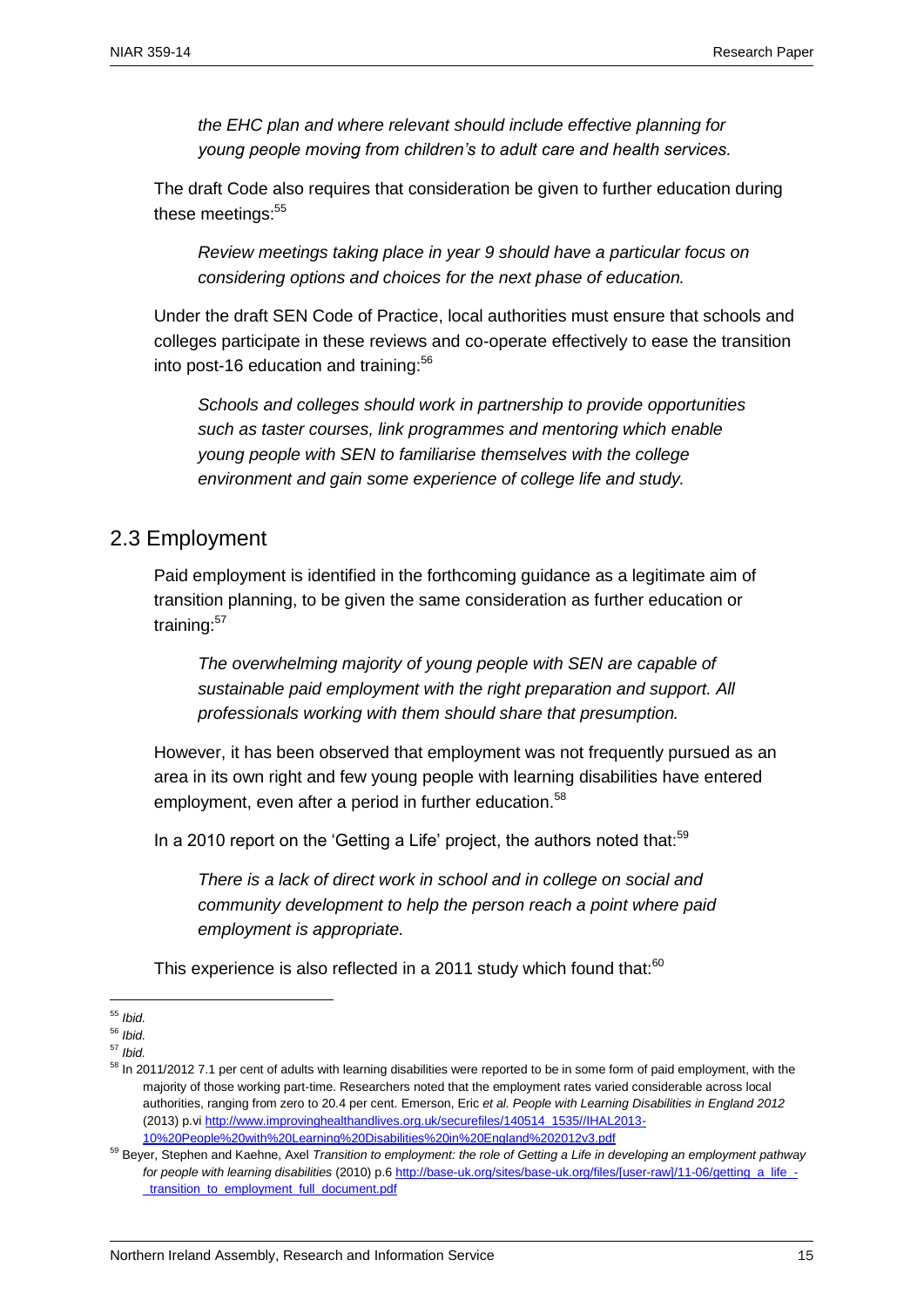*the EHC plan and where relevant should include effective planning for young people moving from children's to adult care and health services.*

The draft Code also requires that consideration be given to further education during these meetings:[55]

*Review meetings taking place in year 9 should have a particular focus on considering options and choices for the next phase of education.*

Under the draft SEN Code of Practice, local authorities must ensure that schools and colleges participate in these reviews and co-operate effectively to ease the transition into post-16 education and training:[56]

*Schools and colleges should work in partnership to provide opportunities such as taster courses, link programmes and mentoring which enable young people with SEN to familiarise themselves with the college environment and gain some experience of college life and study.*

## 2.3 Employment

Paid employment is identified in the forthcoming guidance as a legitimate aim of transition planning, to be given the same consideration as further education or training:[57]

*The overwhelming majority of young people with SEN are capable of sustainable paid employment with the right preparation and support. All professionals working with them should share that presumption.*

However, it has been observed that employment was not frequently pursued as an area in its own right and few young people with learning disabilities have entered employment, even after a period in further education.[58]

In a 2010 report on the 'Getting a Life' project, the authors noted that:[59]

*There is a lack of direct work in school and in college on social and community development to help the person reach a point where paid employment is appropriate.*

This experience is also reflected in a 2011 study which found that:[60]

---

[55] *Ibid.*

[56] *Ibid.*

[57] *Ibid.*

[58] In 2011/2012 7.1 per cent of adults with learning disabilities were reported to be in some form of paid employment, with the majority of those working part-time. Researchers noted that the employment rates varied considerable across local authorities, ranging from zero to 20.4 per cent. Emerson, Eric *et al. People with Learning Disabilities in England 2012* (2013) p.vi http://www.improvinghealthandlives.org.uk/securefiles/140514_1535//IHAL2013-10%20People%20with%20Learning%20Disabilities%20in%20England%202012v3.pdf

[59] Beyer, Stephen and Kaehne, Axel *Transition to employment: the role of Getting a Life in developing an employment pathway for people with learning disabilities* (2010) p.6 http://base-uk.org/sites/base-uk.org/files/[user-raw]/11-06/getting_a_life_-_transition_to_employment_full_document.pdf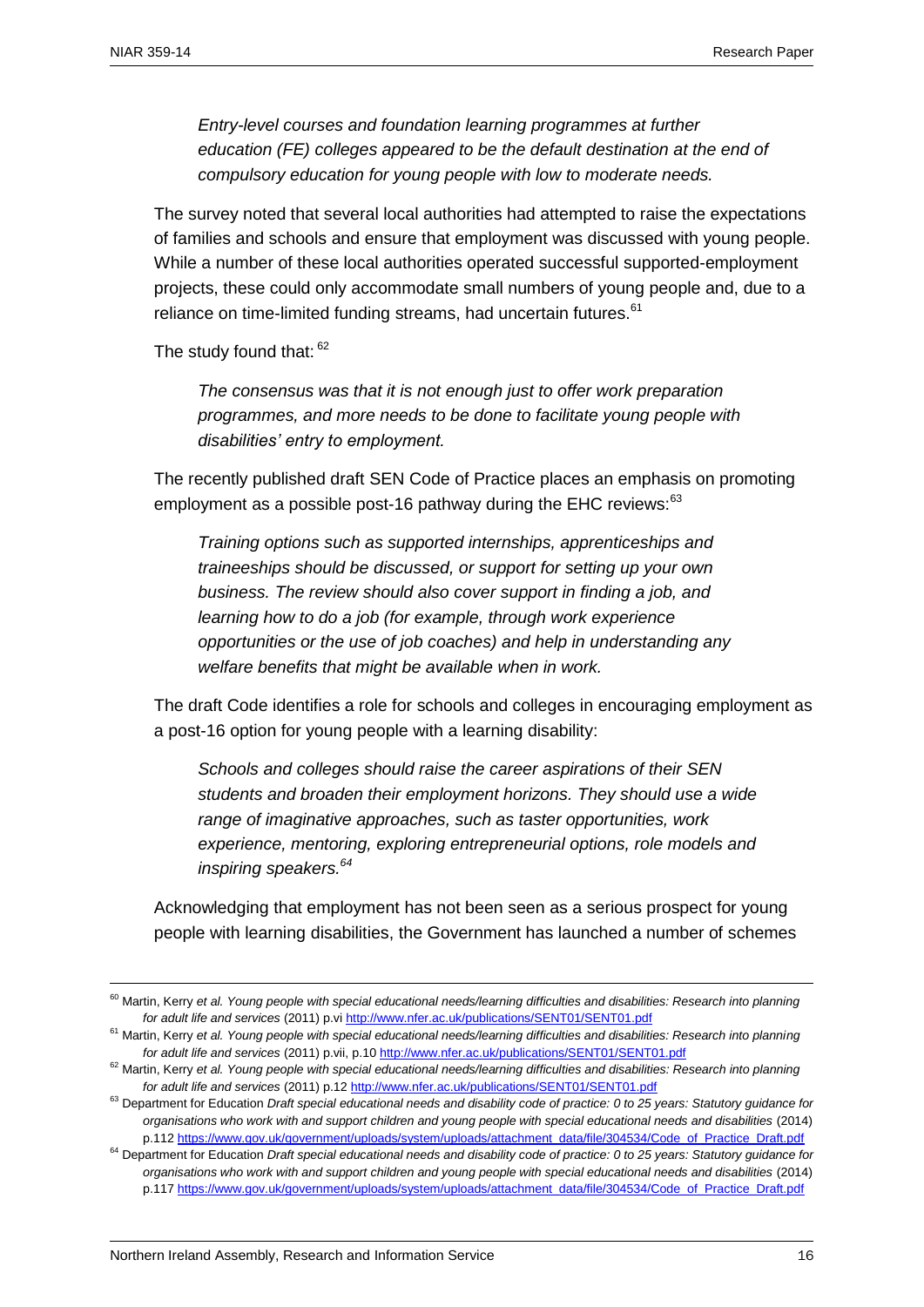> *Entry-level courses and foundation learning programmes at further education (FE) colleges appeared to be the default destination at the end of compulsory education for young people with low to moderate needs.*

The survey noted that several local authorities had attempted to raise the expectations of families and schools and ensure that employment was discussed with young people. While a number of these local authorities operated successful supported-employment projects, these could only accommodate small numbers of young people and, due to a reliance on time-limited funding streams, had uncertain futures.[61]

The study found that: [62]

> *The consensus was that it is not enough just to offer work preparation programmes, and more needs to be done to facilitate young people with disabilities' entry to employment.*

The recently published draft SEN Code of Practice places an emphasis on promoting employment as a possible post-16 pathway during the EHC reviews:[63]

> *Training options such as supported internships, apprenticeships and traineeships should be discussed, or support for setting up your own business. The review should also cover support in finding a job, and learning how to do a job (for example, through work experience opportunities or the use of job coaches) and help in understanding any welfare benefits that might be available when in work.*

The draft Code identifies a role for schools and colleges in encouraging employment as a post-16 option for young people with a learning disability:

> *Schools and colleges should raise the career aspirations of their SEN students and broaden their employment horizons. They should use a wide range of imaginative approaches, such as taster opportunities, work experience, mentoring, exploring entrepreneurial options, role models and inspiring speakers.[64]*

Acknowledging that employment has not been seen as a serious prospect for young people with learning disabilities, the Government has launched a number of schemes

---

[60] Martin, Kerry *et al. Young people with special educational needs/learning difficulties and disabilities: Research into planning for adult life and services* (2011) p.vi http://www.nfer.ac.uk/publications/SENT01/SENT01.pdf

[61] Martin, Kerry *et al. Young people with special educational needs/learning difficulties and disabilities: Research into planning for adult life and services* (2011) p.vii, p.10 http://www.nfer.ac.uk/publications/SENT01/SENT01.pdf

[62] Martin, Kerry *et al. Young people with special educational needs/learning difficulties and disabilities: Research into planning for adult life and services* (2011) p.12 http://www.nfer.ac.uk/publications/SENT01/SENT01.pdf

[63] Department for Education *Draft special educational needs and disability code of practice: 0 to 25 years: Statutory guidance for organisations who work with and support children and young people with special educational needs and disabilities* (2014) p.112 https://www.gov.uk/government/uploads/system/uploads/attachment_data/file/304534/Code_of_Practice_Draft.pdf

[64] Department for Education *Draft special educational needs and disability code of practice: 0 to 25 years: Statutory guidance for organisations who work with and support children and young people with special educational needs and disabilities* (2014) p.117 https://www.gov.uk/government/uploads/system/uploads/attachment_data/file/304534/Code_of_Practice_Draft.pdf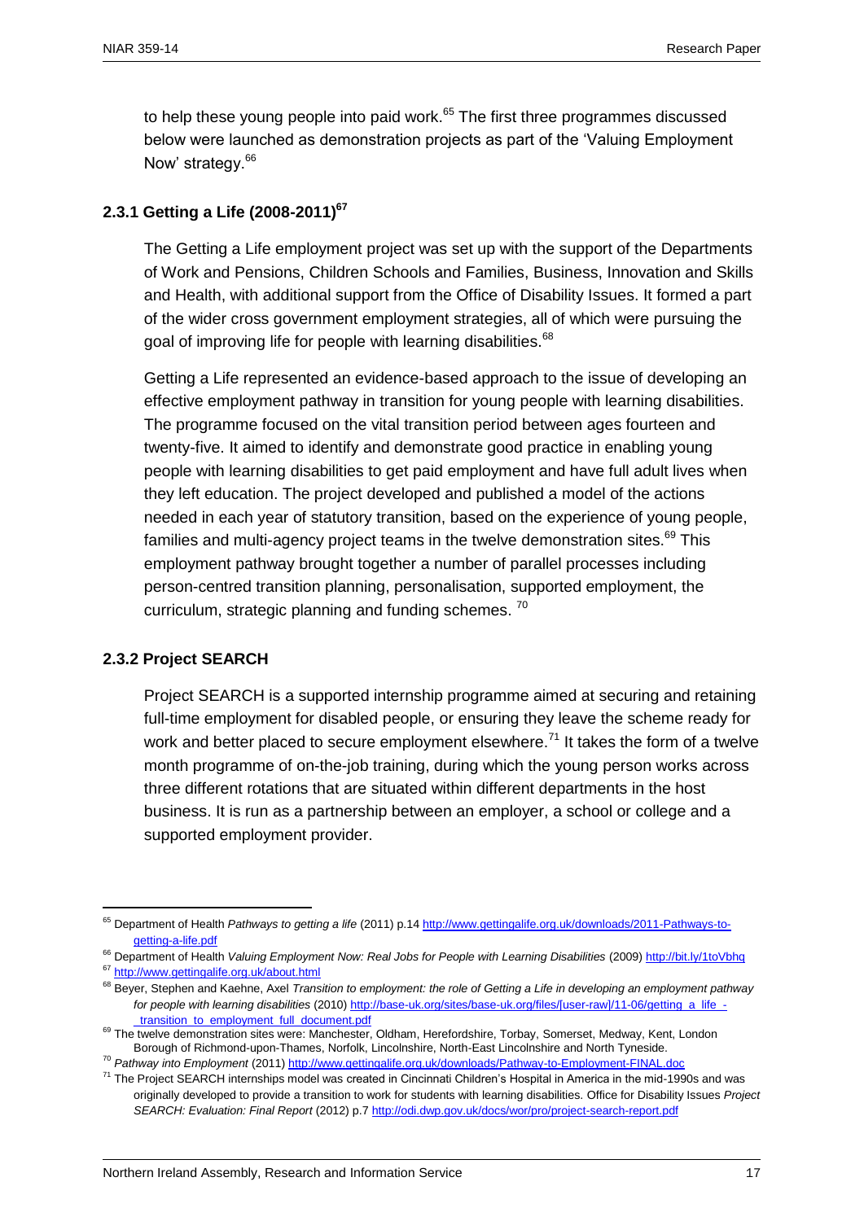to help these young people into paid work.[65] The first three programmes discussed below were launched as demonstration projects as part of the 'Valuing Employment Now' strategy.[66]

### 2.3.1 Getting a Life (2008-2011)[67]

The Getting a Life employment project was set up with the support of the Departments of Work and Pensions, Children Schools and Families, Business, Innovation and Skills and Health, with additional support from the Office of Disability Issues. It formed a part of the wider cross government employment strategies, all of which were pursuing the goal of improving life for people with learning disabilities.[68]

Getting a Life represented an evidence-based approach to the issue of developing an effective employment pathway in transition for young people with learning disabilities. The programme focused on the vital transition period between ages fourteen and twenty-five. It aimed to identify and demonstrate good practice in enabling young people with learning disabilities to get paid employment and have full adult lives when they left education. The project developed and published a model of the actions needed in each year of statutory transition, based on the experience of young people, families and multi-agency project teams in the twelve demonstration sites.[69] This employment pathway brought together a number of parallel processes including person-centred transition planning, personalisation, supported employment, the curriculum, strategic planning and funding schemes. [70]

### 2.3.2 Project SEARCH

Project SEARCH is a supported internship programme aimed at securing and retaining full-time employment for disabled people, or ensuring they leave the scheme ready for work and better placed to secure employment elsewhere.[71] It takes the form of a twelve month programme of on-the-job training, during which the young person works across three different rotations that are situated within different departments in the host business. It is run as a partnership between an employer, a school or college and a supported employment provider.

---

[65] Department of Health *Pathways to getting a life* (2011) p.14 http://www.gettingalife.org.uk/downloads/2011-Pathways-to-getting-a-life.pdf

[66] Department of Health *Valuing Employment Now: Real Jobs for People with Learning Disabilities* (2009) http://bit.ly/1toVbhq

[67] http://www.gettingalife.org.uk/about.html

[68] Beyer, Stephen and Kaehne, Axel *Transition to employment: the role of Getting a Life in developing an employment pathway for people with learning disabilities* (2010) http://base-uk.org/sites/base-uk.org/files/[user-raw]/11-06/getting_a_life_-_transition_to_employment_full_document.pdf

[69] The twelve demonstration sites were: Manchester, Oldham, Herefordshire, Torbay, Somerset, Medway, Kent, London Borough of Richmond-upon-Thames, Norfolk, Lincolnshire, North-East Lincolnshire and North Tyneside.

[70] *Pathway into Employment* (2011) http://www.gettingalife.org.uk/downloads/Pathway-to-Employment-FINAL.doc

[71] The Project SEARCH internships model was created in Cincinnati Children's Hospital in America in the mid-1990s and was originally developed to provide a transition to work for students with learning disabilities. Office for Disability Issues *Project SEARCH: Evaluation: Final Report* (2012) p.7 http://odi.dwp.gov.uk/docs/wor/pro/project-search-report.pdf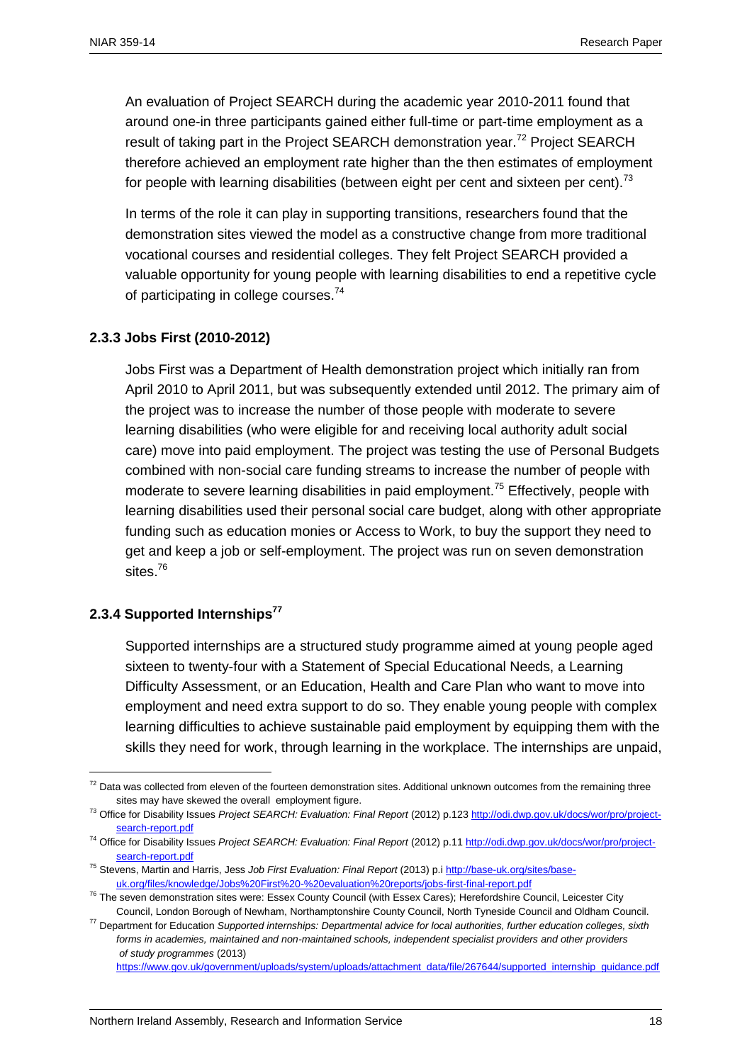An evaluation of Project SEARCH during the academic year 2010-2011 found that around one-in three participants gained either full-time or part-time employment as a result of taking part in the Project SEARCH demonstration year.[72] Project SEARCH therefore achieved an employment rate higher than the then estimates of employment for people with learning disabilities (between eight per cent and sixteen per cent).[73]

In terms of the role it can play in supporting transitions, researchers found that the demonstration sites viewed the model as a constructive change from more traditional vocational courses and residential colleges. They felt Project SEARCH provided a valuable opportunity for young people with learning disabilities to end a repetitive cycle of participating in college courses.[74]

### 2.3.3 Jobs First (2010-2012)

Jobs First was a Department of Health demonstration project which initially ran from April 2010 to April 2011, but was subsequently extended until 2012. The primary aim of the project was to increase the number of those people with moderate to severe learning disabilities (who were eligible for and receiving local authority adult social care) move into paid employment. The project was testing the use of Personal Budgets combined with non-social care funding streams to increase the number of people with moderate to severe learning disabilities in paid employment.[75] Effectively, people with learning disabilities used their personal social care budget, along with other appropriate funding such as education monies or Access to Work, to buy the support they need to get and keep a job or self-employment. The project was run on seven demonstration sites.[76]

### 2.3.4 Supported Internships[77]

Supported internships are a structured study programme aimed at young people aged sixteen to twenty-four with a Statement of Special Educational Needs, a Learning Difficulty Assessment, or an Education, Health and Care Plan who want to move into employment and need extra support to do so. They enable young people with complex learning difficulties to achieve sustainable paid employment by equipping them with the skills they need for work, through learning in the workplace. The internships are unpaid,

---

[72] Data was collected from eleven of the fourteen demonstration sites. Additional unknown outcomes from the remaining three sites may have skewed the overall employment figure.

[73] Office for Disability Issues *Project SEARCH: Evaluation: Final Report* (2012) p.123 http://odi.dwp.gov.uk/docs/wor/pro/project-search-report.pdf

[74] Office for Disability Issues *Project SEARCH: Evaluation: Final Report* (2012) p.11 http://odi.dwp.gov.uk/docs/wor/pro/project-search-report.pdf

[75] Stevens, Martin and Harris, Jess *Job First Evaluation: Final Report* (2013) p.i http://base-uk.org/sites/base-uk.org/files/knowledge/Jobs%20First%20-%20evaluation%20reports/jobs-first-final-report.pdf

[76] The seven demonstration sites were: Essex County Council (with Essex Cares); Herefordshire Council, Leicester City Council, London Borough of Newham, Northamptonshire County Council, North Tyneside Council and Oldham Council.

[77] Department for Education *Supported internships: Departmental advice for local authorities, further education colleges, sixth forms in academies, maintained and non-maintained schools, independent specialist providers and other providers of study programmes* (2013) https://www.gov.uk/government/uploads/system/uploads/attachment_data/file/267644/supported_internship_guidance.pdf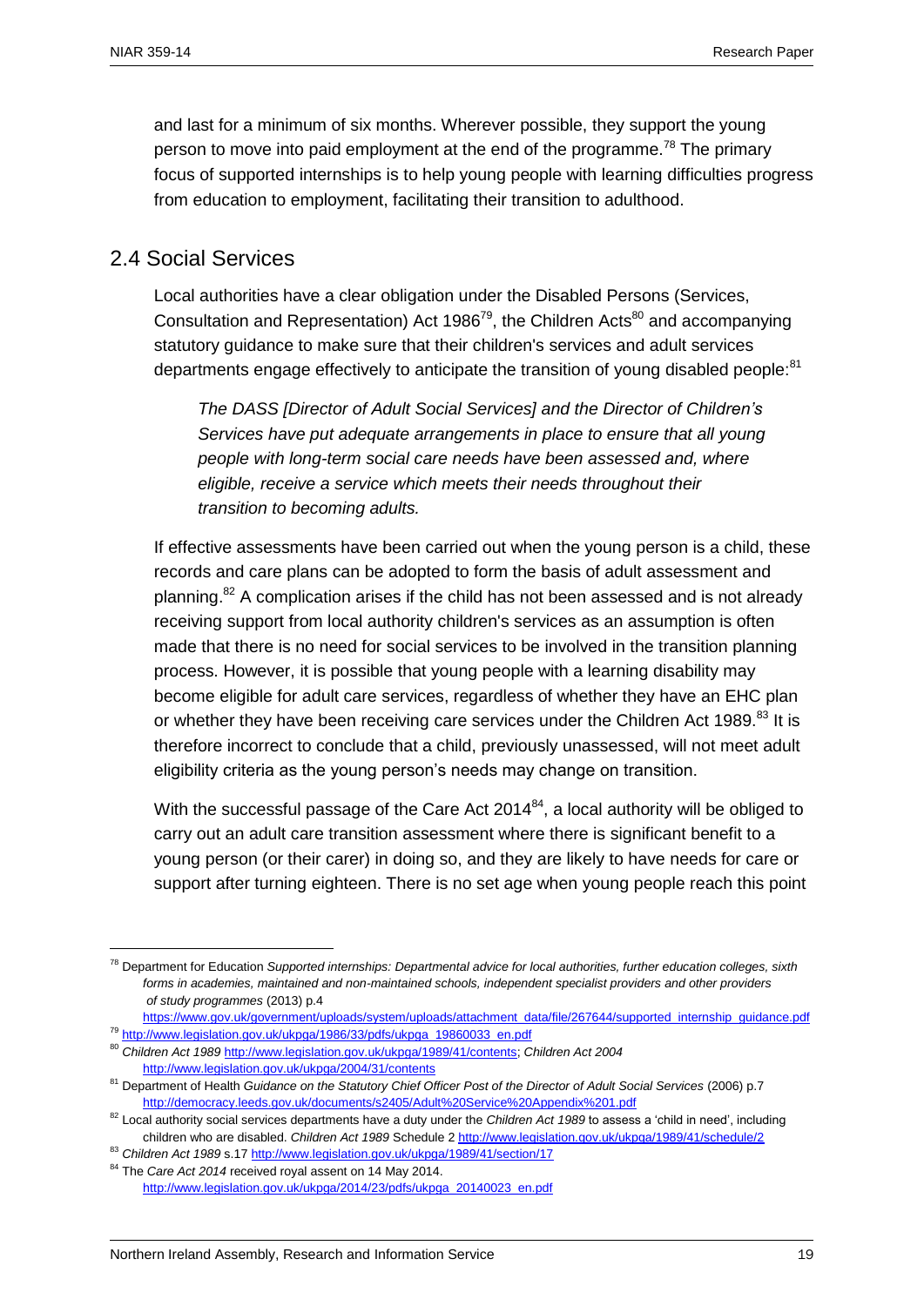and last for a minimum of six months. Wherever possible, they support the young person to move into paid employment at the end of the programme.[78] The primary focus of supported internships is to help young people with learning difficulties progress from education to employment, facilitating their transition to adulthood.

## 2.4 Social Services

Local authorities have a clear obligation under the Disabled Persons (Services, Consultation and Representation) Act 1986[79], the Children Acts[80] and accompanying statutory guidance to make sure that their children's services and adult services departments engage effectively to anticipate the transition of young disabled people:[81]

> *The DASS [Director of Adult Social Services] and the Director of Children's Services have put adequate arrangements in place to ensure that all young people with long-term social care needs have been assessed and, where eligible, receive a service which meets their needs throughout their transition to becoming adults.*

If effective assessments have been carried out when the young person is a child, these records and care plans can be adopted to form the basis of adult assessment and planning.[82] A complication arises if the child has not been assessed and is not already receiving support from local authority children's services as an assumption is often made that there is no need for social services to be involved in the transition planning process. However, it is possible that young people with a learning disability may become eligible for adult care services, regardless of whether they have an EHC plan or whether they have been receiving care services under the Children Act 1989.[83] It is therefore incorrect to conclude that a child, previously unassessed, will not meet adult eligibility criteria as the young person's needs may change on transition.

With the successful passage of the Care Act 2014[84], a local authority will be obliged to carry out an adult care transition assessment where there is significant benefit to a young person (or their carer) in doing so, and they are likely to have needs for care or support after turning eighteen. There is no set age when young people reach this point

---

[78] Department for Education *Supported internships: Departmental advice for local authorities, further education colleges, sixth forms in academies, maintained and non-maintained schools, independent specialist providers and other providers of study programmes* (2013) p.4 https://www.gov.uk/government/uploads/system/uploads/attachment_data/file/267644/supported_internship_guidance.pdf

[79] http://www.legislation.gov.uk/ukpga/1986/33/pdfs/ukpga_19860033_en.pdf

[80] *Children Act 1989* http://www.legislation.gov.uk/ukpga/1989/41/contents; *Children Act 2004* http://www.legislation.gov.uk/ukpga/2004/31/contents

[81] Department of Health *Guidance on the Statutory Chief Officer Post of the Director of Adult Social Services* (2006) p.7 http://democracy.leeds.gov.uk/documents/s2405/Adult%20Service%20Appendix%201.pdf

[82] Local authority social services departments have a duty under the *Children Act 1989* to assess a 'child in need', including children who are disabled. *Children Act 1989* Schedule 2 http://www.legislation.gov.uk/ukpga/1989/41/schedule/2

[83] *Children Act 1989* s.17 http://www.legislation.gov.uk/ukpga/1989/41/section/17

[84] The *Care Act 2014* received royal assent on 14 May 2014. http://www.legislation.gov.uk/ukpga/2014/23/pdfs/ukpga_20140023_en.pdf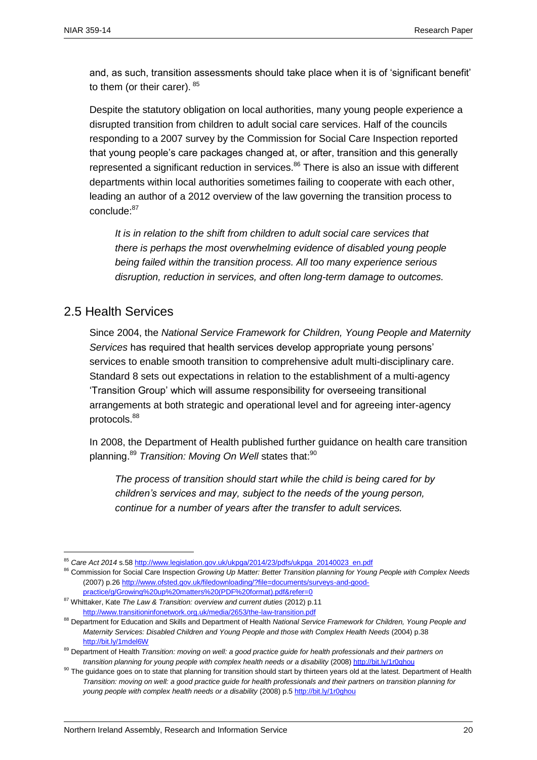and, as such, transition assessments should take place when it is of 'significant benefit' to them (or their carer). [85]

Despite the statutory obligation on local authorities, many young people experience a disrupted transition from children to adult social care services. Half of the councils responding to a 2007 survey by the Commission for Social Care Inspection reported that young people's care packages changed at, or after, transition and this generally represented a significant reduction in services.[86] There is also an issue with different departments within local authorities sometimes failing to cooperate with each other, leading an author of a 2012 overview of the law governing the transition process to conclude:[87]

> *It is in relation to the shift from children to adult social care services that there is perhaps the most overwhelming evidence of disabled young people being failed within the transition process. All too many experience serious disruption, reduction in services, and often long-term damage to outcomes.*

## 2.5 Health Services

Since 2004, the *National Service Framework for Children, Young People and Maternity Services* has required that health services develop appropriate young persons' services to enable smooth transition to comprehensive adult multi-disciplinary care. Standard 8 sets out expectations in relation to the establishment of a multi-agency 'Transition Group' which will assume responsibility for overseeing transitional arrangements at both strategic and operational level and for agreeing inter-agency protocols.[88]

In 2008, the Department of Health published further guidance on health care transition planning.[89] *Transition: Moving On Well* states that:[90]

> *The process of transition should start while the child is being cared for by children's services and may, subject to the needs of the young person, continue for a number of years after the transfer to adult services.*

---

[85] *Care Act 2014* s.58 http://www.legislation.gov.uk/ukpga/2014/23/pdfs/ukpga_20140023_en.pdf

[86] Commission for Social Care Inspection *Growing Up Matter: Better Transition planning for Young People with Complex Needs* (2007) p.26 http://www.ofsted.gov.uk/filedownloading/?file=documents/surveys-and-good-practice/g/Growing%20up%20matters%20(PDF%20format).pdf&refer=0

[87] Whittaker, Kate *The Law & Transition: overview and current duties* (2012) p.11 http://www.transitioninfonetwork.org.uk/media/2653/the-law-transition.pdf

[88] Department for Education and Skills and Department of Health *National Service Framework for Children, Young People and Maternity Services: Disabled Children and Young People and those with Complex Health Needs* (2004) p.38 http://bit.ly/1mdel6W

[89] Department of Health *Transition: moving on well: a good practice guide for health professionals and their partners on transition planning for young people with complex health needs or a disability* (2008) http://bit.ly/1r0ghou

[90] The guidance goes on to state that planning for transition should start by thirteen years old at the latest. Department of Health *Transition: moving on well: a good practice guide for health professionals and their partners on transition planning for young people with complex health needs or a disability* (2008) p.5 http://bit.ly/1r0ghou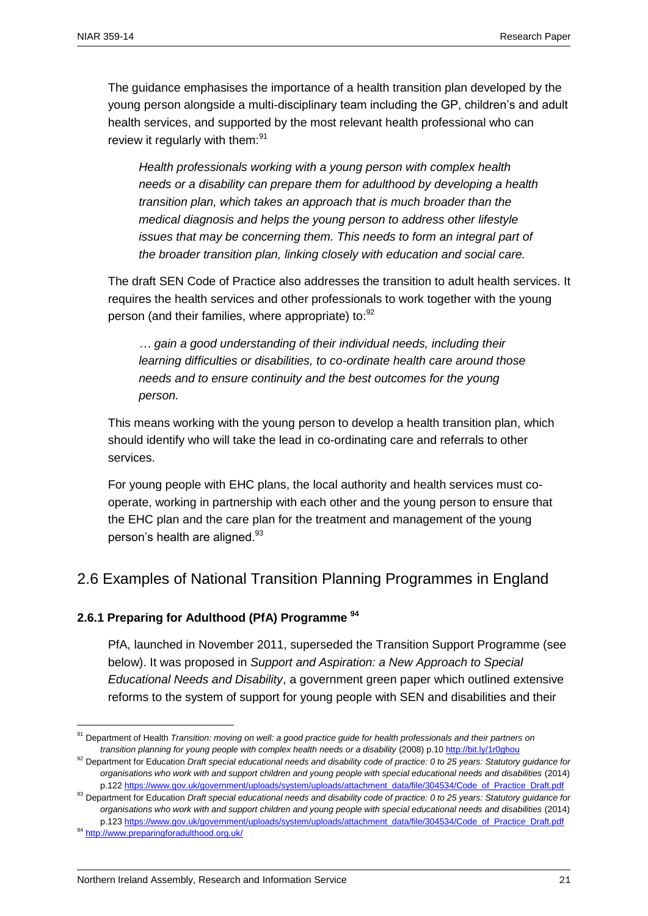The guidance emphasises the importance of a health transition plan developed by the young person alongside a multi-disciplinary team including the GP, children's and adult health services, and supported by the most relevant health professional who can review it regularly with them:[91]

> *Health professionals working with a young person with complex health needs or a disability can prepare them for adulthood by developing a health transition plan, which takes an approach that is much broader than the medical diagnosis and helps the young person to address other lifestyle issues that may be concerning them. This needs to form an integral part of the broader transition plan, linking closely with education and social care.*

The draft SEN Code of Practice also addresses the transition to adult health services. It requires the health services and other professionals to work together with the young person (and their families, where appropriate) to:[92]

> *… gain a good understanding of their individual needs, including their learning difficulties or disabilities, to co-ordinate health care around those needs and to ensure continuity and the best outcomes for the young person.*

This means working with the young person to develop a health transition plan, which should identify who will take the lead in co-ordinating care and referrals to other services.

For young people with EHC plans, the local authority and health services must co-operate, working in partnership with each other and the young person to ensure that the EHC plan and the care plan for the treatment and management of the young person's health are aligned.[93]

## 2.6 Examples of National Transition Planning Programmes in England

### 2.6.1 Preparing for Adulthood (PfA) Programme [94]

PfA, launched in November 2011, superseded the Transition Support Programme (see below). It was proposed in *Support and Aspiration: a New Approach to Special Educational Needs and Disability*, a government green paper which outlined extensive reforms to the system of support for young people with SEN and disabilities and their

---

[91] Department of Health *Transition: moving on well: a good practice guide for health professionals and their partners on transition planning for young people with complex health needs or a disability* (2008) p.10 http://bit.ly/1r0ghou

[92] Department for Education *Draft special educational needs and disability code of practice: 0 to 25 years: Statutory guidance for organisations who work with and support children and young people with special educational needs and disabilities* (2014) p.122 https://www.gov.uk/government/uploads/system/uploads/attachment_data/file/304534/Code_of_Practice_Draft.pdf

[93] Department for Education *Draft special educational needs and disability code of practice: 0 to 25 years: Statutory guidance for organisations who work with and support children and young people with special educational needs and disabilities* (2014) p.123 https://www.gov.uk/government/uploads/system/uploads/attachment_data/file/304534/Code_of_Practice_Draft.pdf

[94] http://www.preparingforadulthood.org.uk/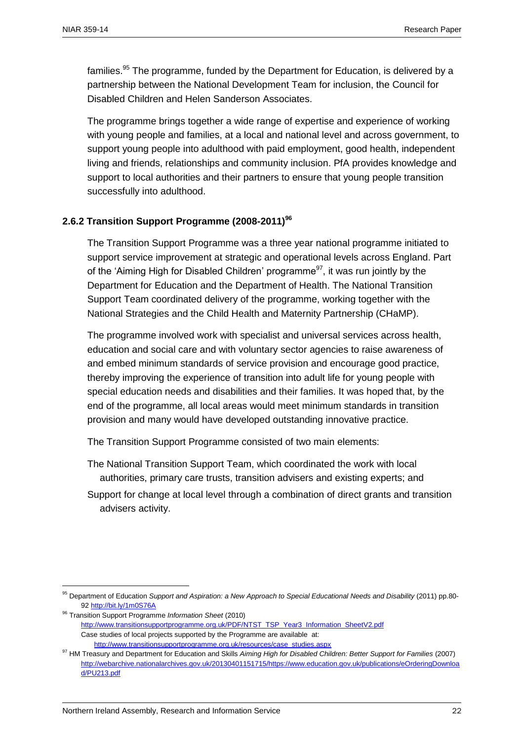families.[95] The programme, funded by the Department for Education, is delivered by a partnership between the National Development Team for inclusion, the Council for Disabled Children and Helen Sanderson Associates.

The programme brings together a wide range of expertise and experience of working with young people and families, at a local and national level and across government, to support young people into adulthood with paid employment, good health, independent living and friends, relationships and community inclusion. PfA provides knowledge and support to local authorities and their partners to ensure that young people transition successfully into adulthood.

### 2.6.2 Transition Support Programme (2008-2011)[96]

The Transition Support Programme was a three year national programme initiated to support service improvement at strategic and operational levels across England. Part of the 'Aiming High for Disabled Children' programme[97], it was run jointly by the Department for Education and the Department of Health. The National Transition Support Team coordinated delivery of the programme, working together with the National Strategies and the Child Health and Maternity Partnership (CHaMP).

The programme involved work with specialist and universal services across health, education and social care and with voluntary sector agencies to raise awareness of and embed minimum standards of service provision and encourage good practice, thereby improving the experience of transition into adult life for young people with special education needs and disabilities and their families. It was hoped that, by the end of the programme, all local areas would meet minimum standards in transition provision and many would have developed outstanding innovative practice.

The Transition Support Programme consisted of two main elements:

The National Transition Support Team, which coordinated the work with local authorities, primary care trusts, transition advisers and existing experts; and

Support for change at local level through a combination of direct grants and transition advisers activity.

---

[95] Department of Education *Support and Aspiration: a New Approach to Special Educational Needs and Disability* (2011) pp.80-92 http://bit.ly/1m0S76A

[96] Transition Support Programme *Information Sheet* (2010) http://www.transitionsupportprogramme.org.uk/PDF/NTST_TSP_Year3_Information_SheetV2.pdf Case studies of local projects supported by the Programme are available at: http://www.transitionsupportprogramme.org.uk/resources/case_studies.aspx

[97] HM Treasury and Department for Education and Skills *Aiming High for Disabled Children: Better Support for Families* (2007) http://webarchive.nationalarchives.gov.uk/20130401151715/https://www.education.gov.uk/publications/eOrderingDownload/PU213.pdf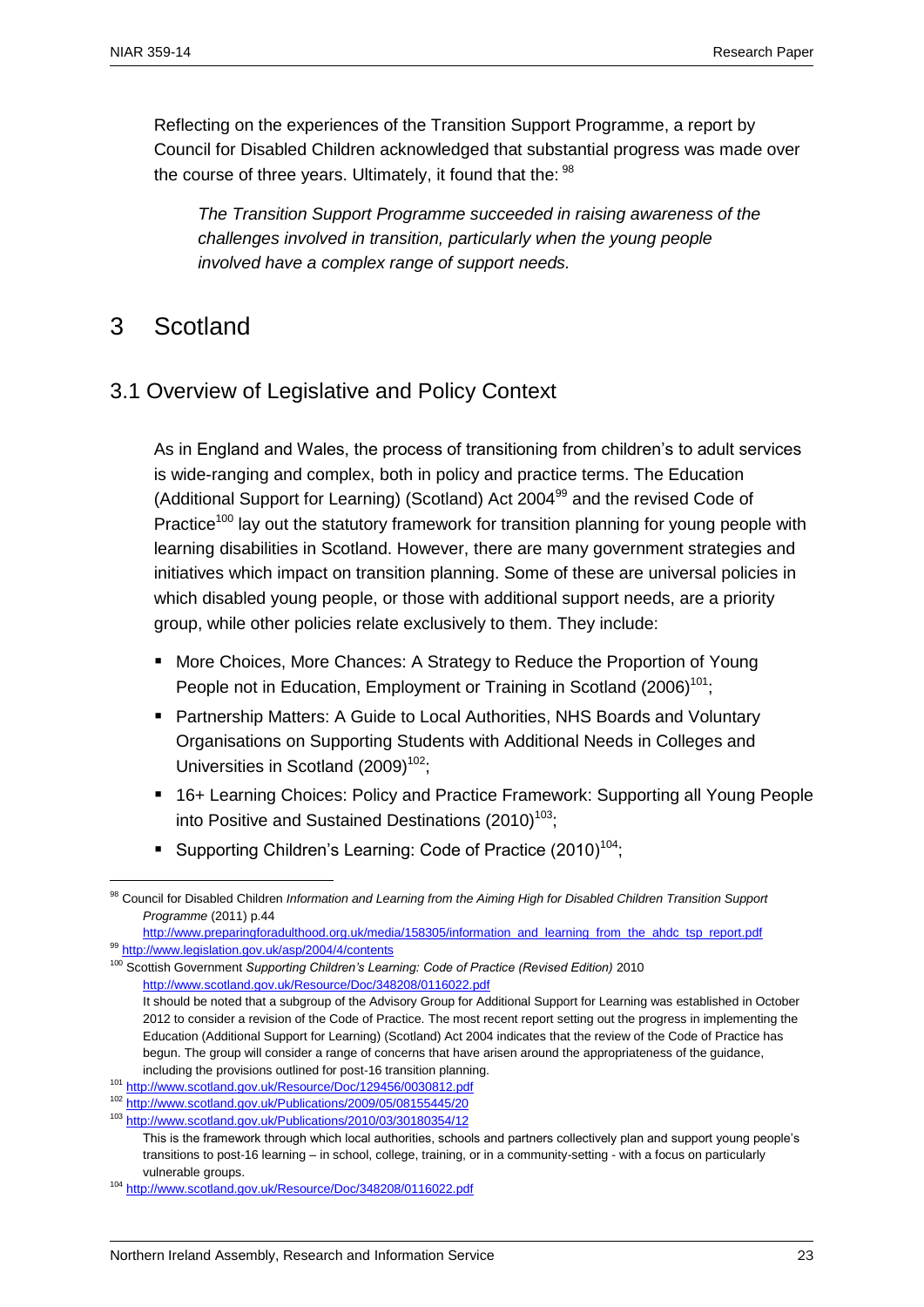Reflecting on the experiences of the Transition Support Programme, a report by Council for Disabled Children acknowledged that substantial progress was made over the course of three years. Ultimately, it found that the: [98]

> *The Transition Support Programme succeeded in raising awareness of the challenges involved in transition, particularly when the young people involved have a complex range of support needs.*

# 3 Scotland

## 3.1 Overview of Legislative and Policy Context

As in England and Wales, the process of transitioning from children's to adult services is wide-ranging and complex, both in policy and practice terms. The Education (Additional Support for Learning) (Scotland) Act 2004[99] and the revised Code of Practice[100] lay out the statutory framework for transition planning for young people with learning disabilities in Scotland. However, there are many government strategies and initiatives which impact on transition planning. Some of these are universal policies in which disabled young people, or those with additional support needs, are a priority group, while other policies relate exclusively to them. They include:

- More Choices, More Chances: A Strategy to Reduce the Proportion of Young People not in Education, Employment or Training in Scotland (2006)[101];
- Partnership Matters: A Guide to Local Authorities, NHS Boards and Voluntary Organisations on Supporting Students with Additional Needs in Colleges and Universities in Scotland (2009)[102];
- 16+ Learning Choices: Policy and Practice Framework: Supporting all Young People into Positive and Sustained Destinations (2010)[103];
- Supporting Children's Learning: Code of Practice (2010)[104];

---

[98] Council for Disabled Children *Information and Learning from the Aiming High for Disabled Children Transition Support Programme* (2011) p.44 http://www.preparingforadulthood.org.uk/media/158305/information_and_learning_from_the_ahdc_tsp_report.pdf

[99] http://www.legislation.gov.uk/asp/2004/4/contents

[100] Scottish Government *Supporting Children's Learning: Code of Practice (Revised Edition)* 2010 http://www.scotland.gov.uk/Resource/Doc/348208/0116022.pdf
It should be noted that a subgroup of the Advisory Group for Additional Support for Learning was established in October 2012 to consider a revision of the Code of Practice. The most recent report setting out the progress in implementing the Education (Additional Support for Learning) (Scotland) Act 2004 indicates that the review of the Code of Practice has begun. The group will consider a range of concerns that have arisen around the appropriateness of the guidance, including the provisions outlined for post-16 transition planning.

[101] http://www.scotland.gov.uk/Resource/Doc/129456/0030812.pdf

[102] http://www.scotland.gov.uk/Publications/2009/05/08155445/20

[103] http://www.scotland.gov.uk/Publications/2010/03/30180354/12
This is the framework through which local authorities, schools and partners collectively plan and support young people's transitions to post-16 learning – in school, college, training, or in a community-setting - with a focus on particularly vulnerable groups.

[104] http://www.scotland.gov.uk/Resource/Doc/348208/0116022.pdf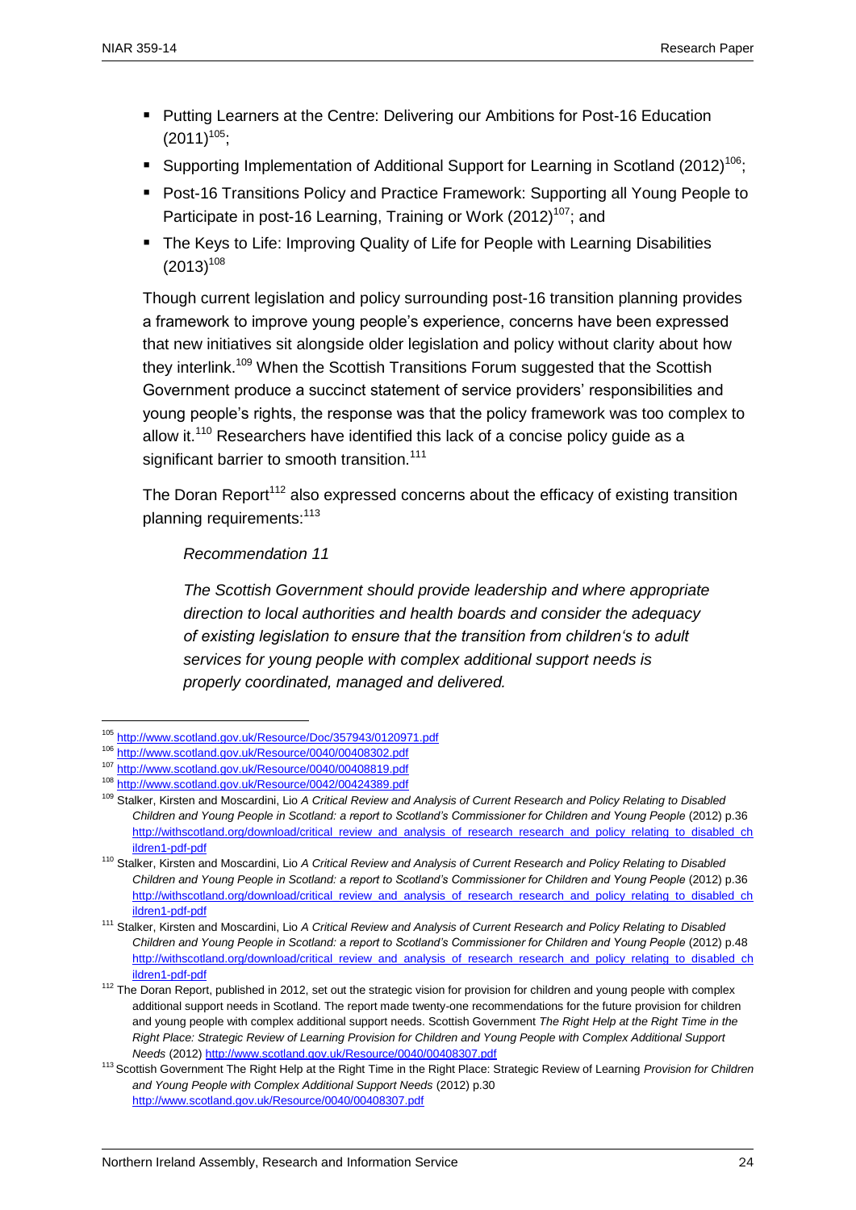- Putting Learners at the Centre: Delivering our Ambitions for Post-16 Education (2011)[105];
- Supporting Implementation of Additional Support for Learning in Scotland (2012)[106];
- Post-16 Transitions Policy and Practice Framework: Supporting all Young People to Participate in post-16 Learning, Training or Work (2012)[107]; and
- The Keys to Life: Improving Quality of Life for People with Learning Disabilities (2013)[108]

Though current legislation and policy surrounding post-16 transition planning provides a framework to improve young people's experience, concerns have been expressed that new initiatives sit alongside older legislation and policy without clarity about how they interlink.[109] When the Scottish Transitions Forum suggested that the Scottish Government produce a succinct statement of service providers' responsibilities and young people's rights, the response was that the policy framework was too complex to allow it.[110] Researchers have identified this lack of a concise policy guide as a significant barrier to smooth transition.[111]

The Doran Report[112] also expressed concerns about the efficacy of existing transition planning requirements:[113]

> *Recommendation 11*
>
> *The Scottish Government should provide leadership and where appropriate direction to local authorities and health boards and consider the adequacy of existing legislation to ensure that the transition from children's to adult services for young people with complex additional support needs is properly coordinated, managed and delivered.*

---

[105] http://www.scotland.gov.uk/Resource/Doc/357943/0120971.pdf

[106] http://www.scotland.gov.uk/Resource/0040/00408302.pdf

[107] http://www.scotland.gov.uk/Resource/0040/00408819.pdf

[108] http://www.scotland.gov.uk/Resource/0042/00424389.pdf

[109] Stalker, Kirsten and Moscardini, Lio *A Critical Review and Analysis of Current Research and Policy Relating to Disabled Children and Young People in Scotland: a report to Scotland's Commissioner for Children and Young People* (2012) p.36 http://withscotland.org/download/critical_review_and_analysis_of_research_research_and_policy_relating_to_disabled_children1-pdf-pdf

[110] Stalker, Kirsten and Moscardini, Lio *A Critical Review and Analysis of Current Research and Policy Relating to Disabled Children and Young People in Scotland: a report to Scotland's Commissioner for Children and Young People* (2012) p.36 http://withscotland.org/download/critical_review_and_analysis_of_research_research_and_policy_relating_to_disabled_children1-pdf-pdf

[111] Stalker, Kirsten and Moscardini, Lio *A Critical Review and Analysis of Current Research and Policy Relating to Disabled Children and Young People in Scotland: a report to Scotland's Commissioner for Children and Young People* (2012) p.48 http://withscotland.org/download/critical_review_and_analysis_of_research_research_and_policy_relating_to_disabled_children1-pdf-pdf

[112] The Doran Report, published in 2012, set out the strategic vision for provision for children and young people with complex additional support needs in Scotland. The report made twenty-one recommendations for the future provision for children and young people with complex additional support needs. Scottish Government *The Right Help at the Right Time in the Right Place: Strategic Review of Learning Provision for Children and Young People with Complex Additional Support Needs* (2012) http://www.scotland.gov.uk/Resource/0040/00408307.pdf

[113] Scottish Government The Right Help at the Right Time in the Right Place: Strategic Review of Learning *Provision for Children and Young People with Complex Additional Support Needs* (2012) p.30 http://www.scotland.gov.uk/Resource/0040/00408307.pdf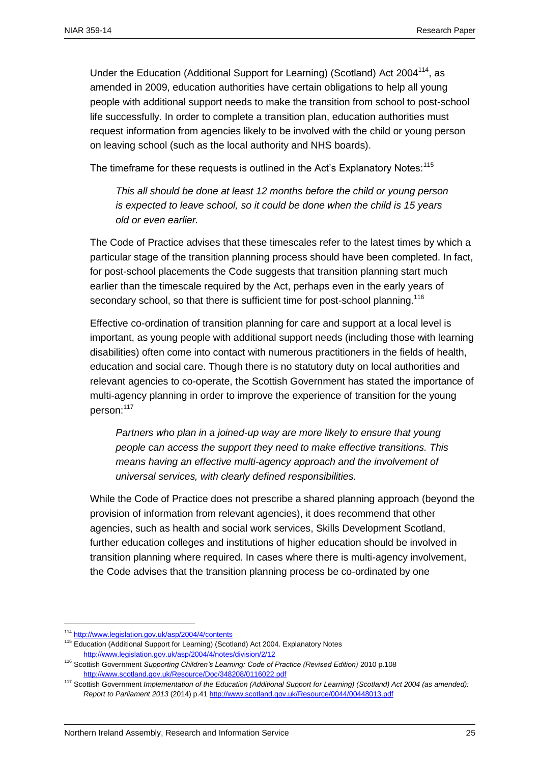Under the Education (Additional Support for Learning) (Scotland) Act 2004[114], as amended in 2009, education authorities have certain obligations to help all young people with additional support needs to make the transition from school to post-school life successfully. In order to complete a transition plan, education authorities must request information from agencies likely to be involved with the child or young person on leaving school (such as the local authority and NHS boards).

The timeframe for these requests is outlined in the Act's Explanatory Notes:[115]

> *This all should be done at least 12 months before the child or young person is expected to leave school, so it could be done when the child is 15 years old or even earlier.*

The Code of Practice advises that these timescales refer to the latest times by which a particular stage of the transition planning process should have been completed. In fact, for post-school placements the Code suggests that transition planning start much earlier than the timescale required by the Act, perhaps even in the early years of secondary school, so that there is sufficient time for post-school planning.[116]

Effective co-ordination of transition planning for care and support at a local level is important, as young people with additional support needs (including those with learning disabilities) often come into contact with numerous practitioners in the fields of health, education and social care. Though there is no statutory duty on local authorities and relevant agencies to co-operate, the Scottish Government has stated the importance of multi-agency planning in order to improve the experience of transition for the young person:[117]

> *Partners who plan in a joined-up way are more likely to ensure that young people can access the support they need to make effective transitions. This means having an effective multi-agency approach and the involvement of universal services, with clearly defined responsibilities.*

While the Code of Practice does not prescribe a shared planning approach (beyond the provision of information from relevant agencies), it does recommend that other agencies, such as health and social work services, Skills Development Scotland, further education colleges and institutions of higher education should be involved in transition planning where required. In cases where there is multi-agency involvement, the Code advises that the transition planning process be co-ordinated by one

---

[114] http://www.legislation.gov.uk/asp/2004/4/contents

[115] Education (Additional Support for Learning) (Scotland) Act 2004. Explanatory Notes http://www.legislation.gov.uk/asp/2004/4/notes/division/2/12

[116] Scottish Government *Supporting Children's Learning: Code of Practice (Revised Edition)* 2010 p.108 http://www.scotland.gov.uk/Resource/Doc/348208/0116022.pdf

[117] Scottish Government *Implementation of the Education (Additional Support for Learning) (Scotland) Act 2004 (as amended): Report to Parliament 2013* (2014) p.41 http://www.scotland.gov.uk/Resource/0044/00448013.pdf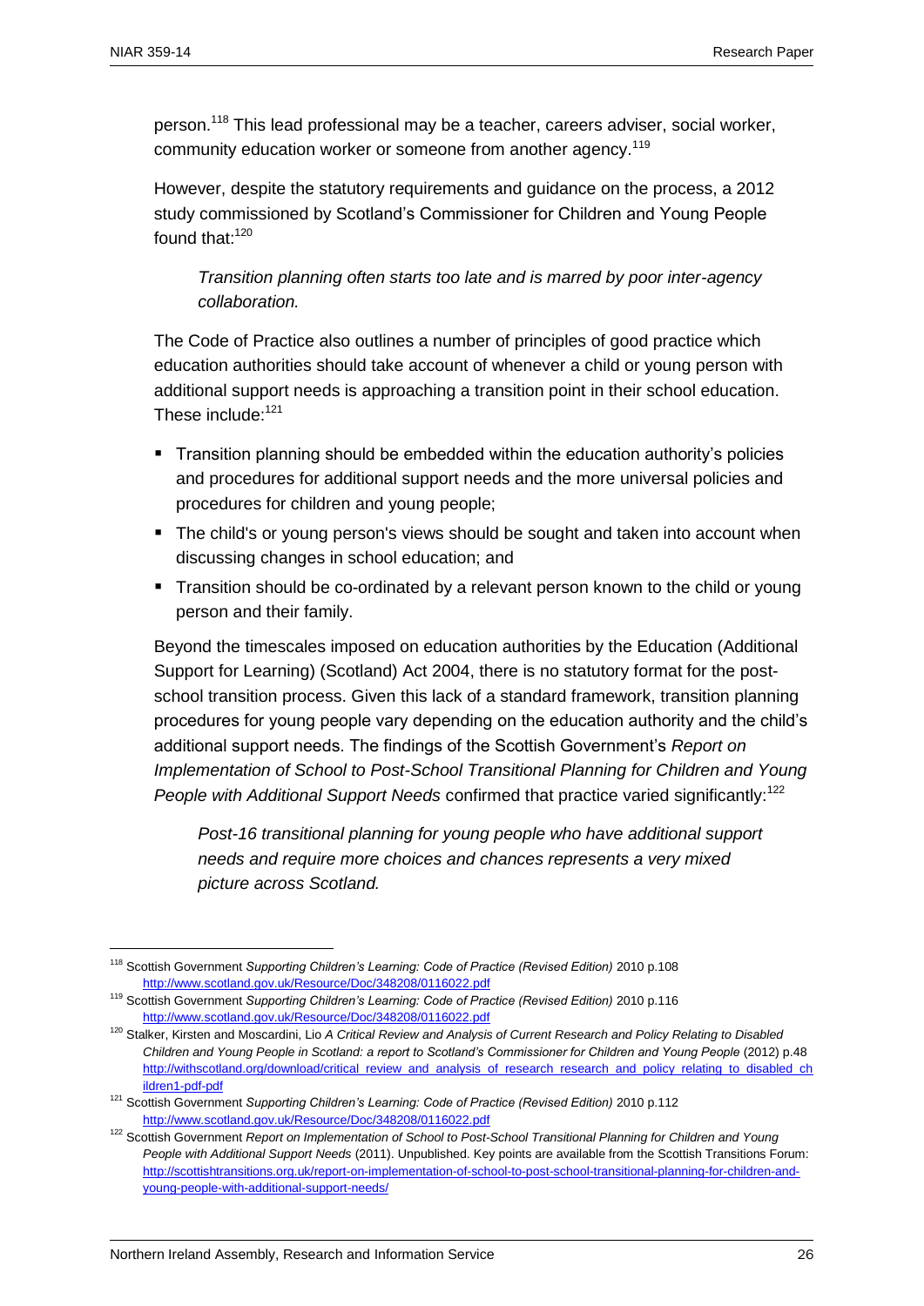person.[118] This lead professional may be a teacher, careers adviser, social worker, community education worker or someone from another agency.[119]

However, despite the statutory requirements and guidance on the process, a 2012 study commissioned by Scotland's Commissioner for Children and Young People found that:[120]

> *Transition planning often starts too late and is marred by poor inter-agency collaboration.*

The Code of Practice also outlines a number of principles of good practice which education authorities should take account of whenever a child or young person with additional support needs is approaching a transition point in their school education. These include:[121]

- Transition planning should be embedded within the education authority's policies and procedures for additional support needs and the more universal policies and procedures for children and young people;
- The child's or young person's views should be sought and taken into account when discussing changes in school education; and
- Transition should be co-ordinated by a relevant person known to the child or young person and their family.

Beyond the timescales imposed on education authorities by the Education (Additional Support for Learning) (Scotland) Act 2004, there is no statutory format for the post-school transition process. Given this lack of a standard framework, transition planning procedures for young people vary depending on the education authority and the child's additional support needs. The findings of the Scottish Government's *Report on Implementation of School to Post-School Transitional Planning for Children and Young People with Additional Support Needs* confirmed that practice varied significantly:[122]

> *Post-16 transitional planning for young people who have additional support needs and require more choices and chances represents a very mixed picture across Scotland.*

---

[118] Scottish Government *Supporting Children's Learning: Code of Practice (Revised Edition)* 2010 p.108 http://www.scotland.gov.uk/Resource/Doc/348208/0116022.pdf

[119] Scottish Government *Supporting Children's Learning: Code of Practice (Revised Edition)* 2010 p.116 http://www.scotland.gov.uk/Resource/Doc/348208/0116022.pdf

[120] Stalker, Kirsten and Moscardini, Lio *A Critical Review and Analysis of Current Research and Policy Relating to Disabled Children and Young People in Scotland: a report to Scotland's Commissioner for Children and Young People* (2012) p.48 http://withscotland.org/download/critical_review_and_analysis_of_research_research_and_policy_relating_to_disabled_children1-pdf-pdf

[121] Scottish Government *Supporting Children's Learning: Code of Practice (Revised Edition)* 2010 p.112 http://www.scotland.gov.uk/Resource/Doc/348208/0116022.pdf

[122] Scottish Government *Report on Implementation of School to Post-School Transitional Planning for Children and Young People with Additional Support Needs* (2011). Unpublished. Key points are available from the Scottish Transitions Forum: http://scottishtransitions.org.uk/report-on-implementation-of-school-to-post-school-transitional-planning-for-children-and-young-people-with-additional-support-needs/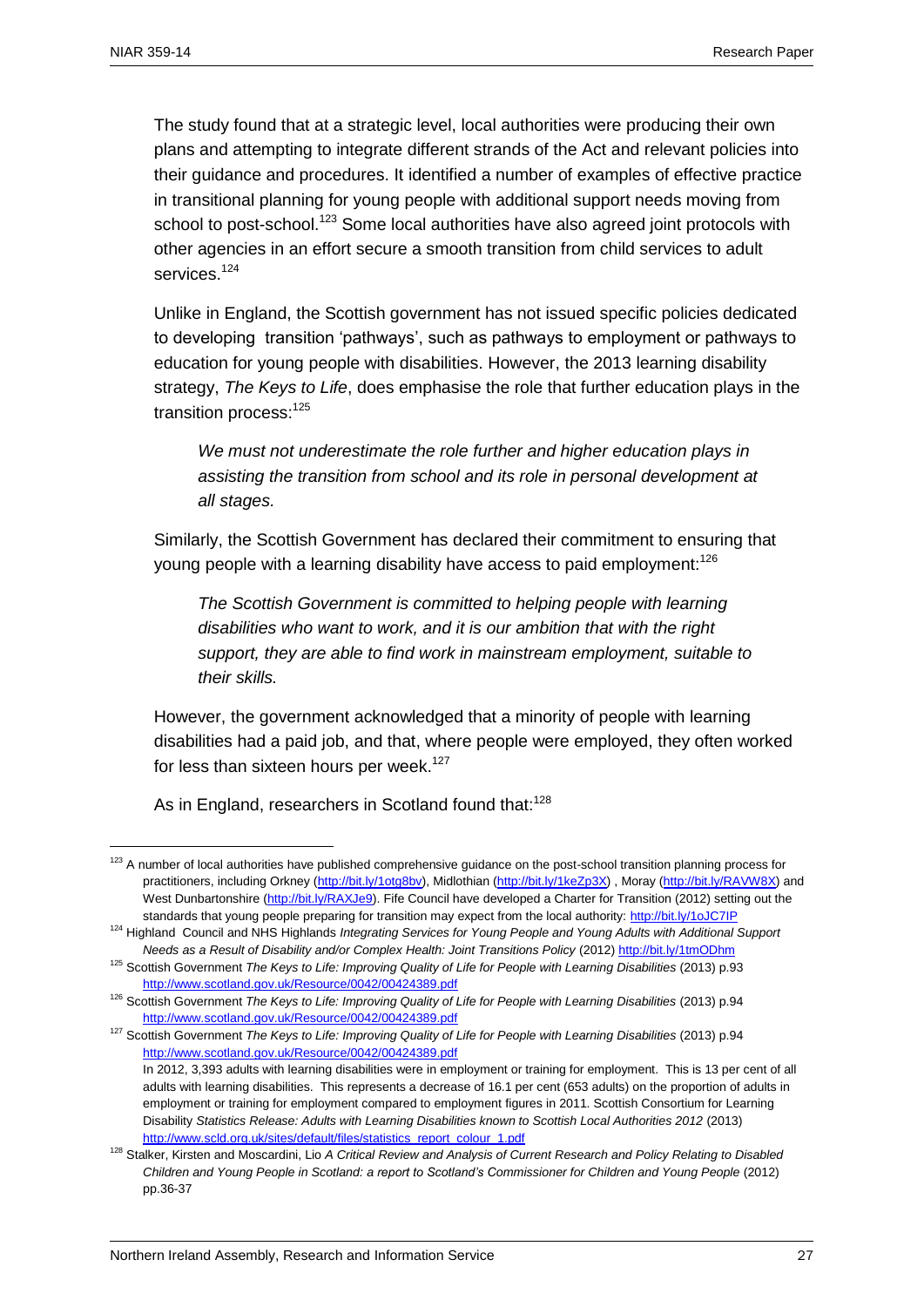The study found that at a strategic level, local authorities were producing their own plans and attempting to integrate different strands of the Act and relevant policies into their guidance and procedures. It identified a number of examples of effective practice in transitional planning for young people with additional support needs moving from school to post-school.[123] Some local authorities have also agreed joint protocols with other agencies in an effort secure a smooth transition from child services to adult services.[124]

Unlike in England, the Scottish government has not issued specific policies dedicated to developing transition 'pathways', such as pathways to employment or pathways to education for young people with disabilities. However, the 2013 learning disability strategy, *The Keys to Life*, does emphasise the role that further education plays in the transition process:[125]

> *We must not underestimate the role further and higher education plays in assisting the transition from school and its role in personal development at all stages.*

Similarly, the Scottish Government has declared their commitment to ensuring that young people with a learning disability have access to paid employment:[126]

> *The Scottish Government is committed to helping people with learning disabilities who want to work, and it is our ambition that with the right support, they are able to find work in mainstream employment, suitable to their skills.*

However, the government acknowledged that a minority of people with learning disabilities had a paid job, and that, where people were employed, they often worked for less than sixteen hours per week.[127]

As in England, researchers in Scotland found that:[128]

---

[123] A number of local authorities have published comprehensive guidance on the post-school transition planning process for practitioners, including Orkney (http://bit.ly/1otg8bv), Midlothian (http://bit.ly/1keZp3X) , Moray (http://bit.ly/RAVW8X) and West Dunbartonshire (http://bit.ly/RAXJe9). Fife Council have developed a Charter for Transition (2012) setting out the standards that young people preparing for transition may expect from the local authority: http://bit.ly/1oJC7IP

[124] Highland Council and NHS Highlands *Integrating Services for Young People and Young Adults with Additional Support Needs as a Result of Disability and/or Complex Health: Joint Transitions Policy* (2012) http://bit.ly/1tmODhm

[125] Scottish Government *The Keys to Life: Improving Quality of Life for People with Learning Disabilities* (2013) p.93 http://www.scotland.gov.uk/Resource/0042/00424389.pdf

[126] Scottish Government *The Keys to Life: Improving Quality of Life for People with Learning Disabilities* (2013) p.94 http://www.scotland.gov.uk/Resource/0042/00424389.pdf

[127] Scottish Government *The Keys to Life: Improving Quality of Life for People with Learning Disabilities* (2013) p.94 http://www.scotland.gov.uk/Resource/0042/00424389.pdf
In 2012, 3,393 adults with learning disabilities were in employment or training for employment. This is 13 per cent of all adults with learning disabilities. This represents a decrease of 16.1 per cent (653 adults) on the proportion of adults in employment or training for employment compared to employment figures in 2011. Scottish Consortium for Learning Disability *Statistics Release: Adults with Learning Disabilities known to Scottish Local Authorities 2012* (2013) http://www.scld.org.uk/sites/default/files/statistics_report_colour_1.pdf

[128] Stalker, Kirsten and Moscardini, Lio *A Critical Review and Analysis of Current Research and Policy Relating to Disabled Children and Young People in Scotland: a report to Scotland's Commissioner for Children and Young People* (2012) pp.36-37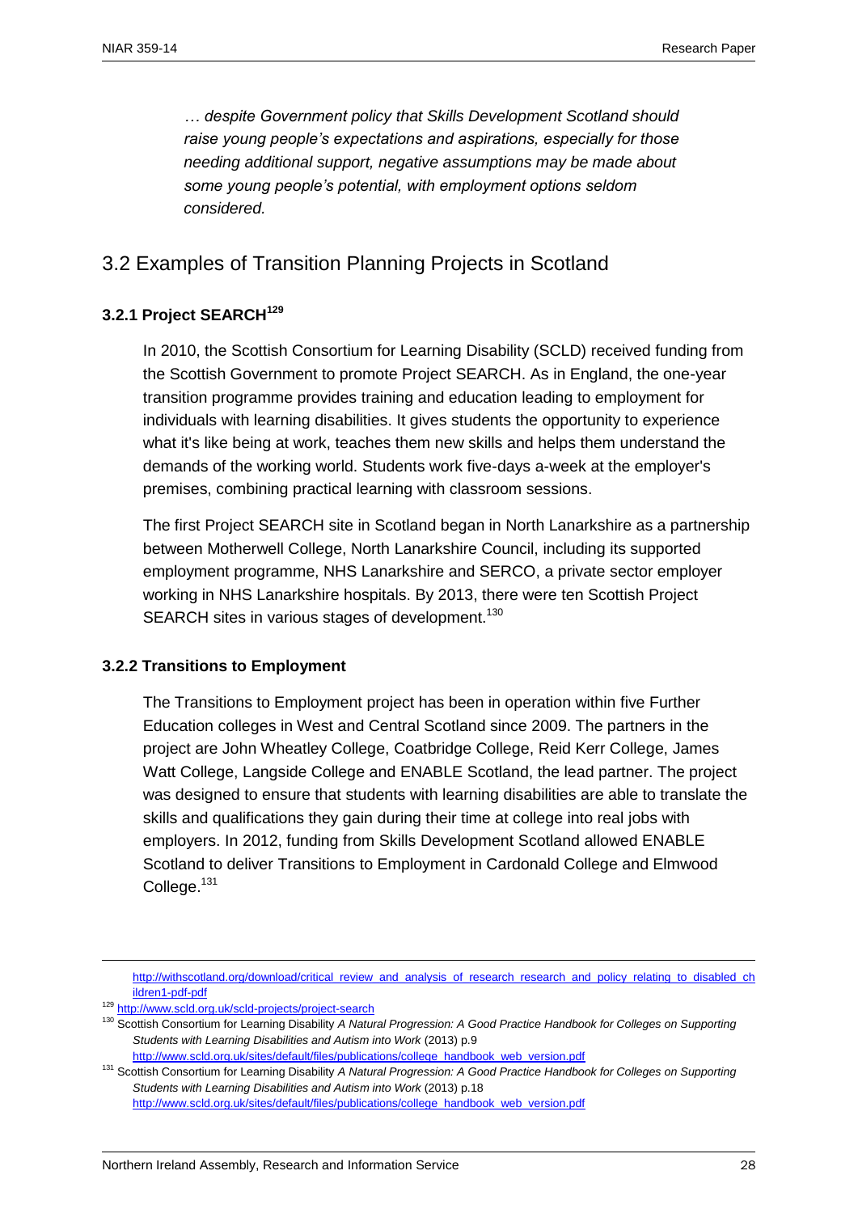*… despite Government policy that Skills Development Scotland should raise young people's expectations and aspirations, especially for those needing additional support, negative assumptions may be made about some young people's potential, with employment options seldom considered.*

## 3.2 Examples of Transition Planning Projects in Scotland

### 3.2.1 Project SEARCH[129]

In 2010, the Scottish Consortium for Learning Disability (SCLD) received funding from the Scottish Government to promote Project SEARCH. As in England, the one-year transition programme provides training and education leading to employment for individuals with learning disabilities. It gives students the opportunity to experience what it's like being at work, teaches them new skills and helps them understand the demands of the working world. Students work five-days a-week at the employer's premises, combining practical learning with classroom sessions.

The first Project SEARCH site in Scotland began in North Lanarkshire as a partnership between Motherwell College, North Lanarkshire Council, including its supported employment programme, NHS Lanarkshire and SERCO, a private sector employer working in NHS Lanarkshire hospitals. By 2013, there were ten Scottish Project SEARCH sites in various stages of development.[130]

### 3.2.2 Transitions to Employment

The Transitions to Employment project has been in operation within five Further Education colleges in West and Central Scotland since 2009. The partners in the project are John Wheatley College, Coatbridge College, Reid Kerr College, James Watt College, Langside College and ENABLE Scotland, the lead partner. The project was designed to ensure that students with learning disabilities are able to translate the skills and qualifications they gain during their time at college into real jobs with employers. In 2012, funding from Skills Development Scotland allowed ENABLE Scotland to deliver Transitions to Employment in Cardonald College and Elmwood College.[131]

---

http://withscotland.org/download/critical_review_and_analysis_of_research_research_and_policy_relating_to_disabled_children1-pdf-pdf

[129] http://www.scld.org.uk/scld-projects/project-search

[130] Scottish Consortium for Learning Disability *A Natural Progression: A Good Practice Handbook for Colleges on Supporting Students with Learning Disabilities and Autism into Work* (2013) p.9 http://www.scld.org.uk/sites/default/files/publications/college_handbook_web_version.pdf

[131] Scottish Consortium for Learning Disability *A Natural Progression: A Good Practice Handbook for Colleges on Supporting Students with Learning Disabilities and Autism into Work* (2013) p.18 http://www.scld.org.uk/sites/default/files/publications/college_handbook_web_version.pdf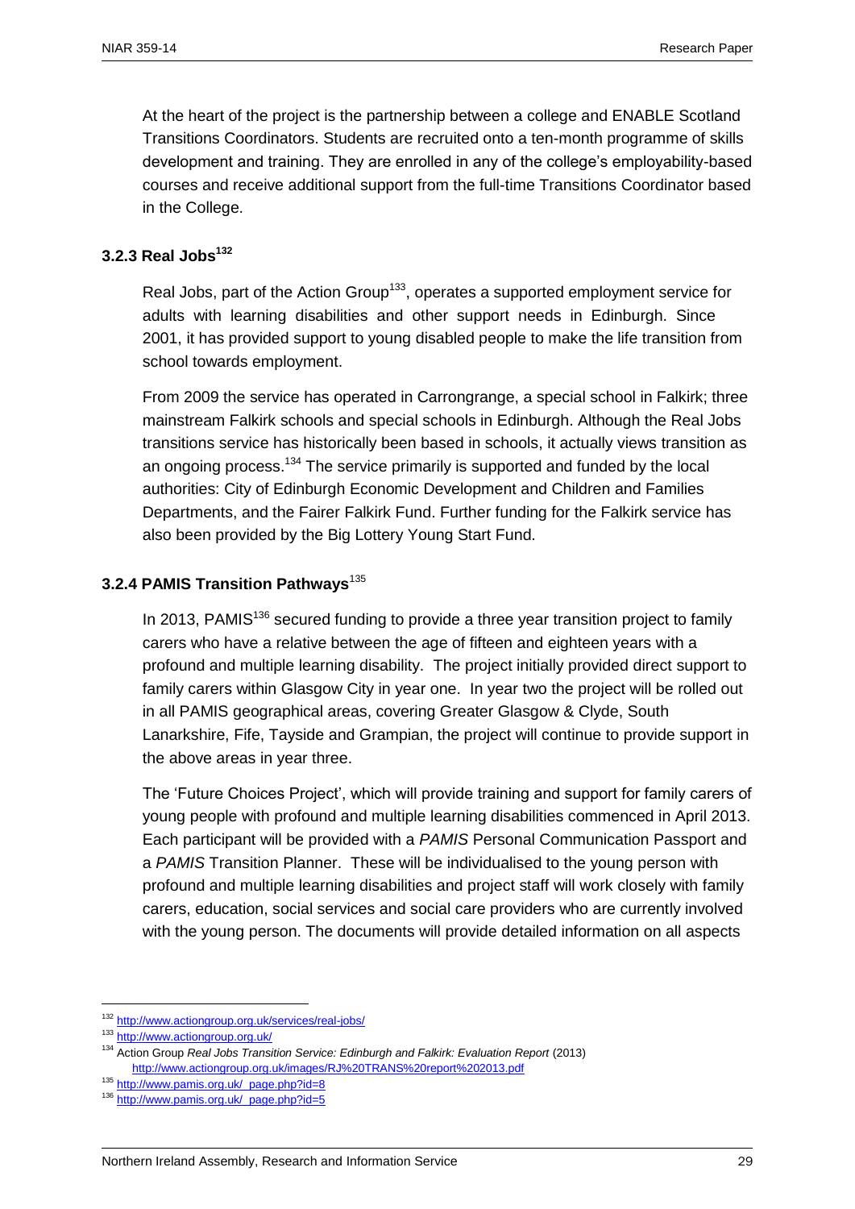At the heart of the project is the partnership between a college and ENABLE Scotland Transitions Coordinators. Students are recruited onto a ten-month programme of skills development and training. They are enrolled in any of the college's employability-based courses and receive additional support from the full-time Transitions Coordinator based in the College.

### 3.2.3 Real Jobs[132]

Real Jobs, part of the Action Group[133], operates a supported employment service for adults with learning disabilities and other support needs in Edinburgh. Since 2001, it has provided support to young disabled people to make the life transition from school towards employment.

From 2009 the service has operated in Carrongrange, a special school in Falkirk; three mainstream Falkirk schools and special schools in Edinburgh. Although the Real Jobs transitions service has historically been based in schools, it actually views transition as an ongoing process.[134] The service primarily is supported and funded by the local authorities: City of Edinburgh Economic Development and Children and Families Departments, and the Fairer Falkirk Fund. Further funding for the Falkirk service has also been provided by the Big Lottery Young Start Fund.

### 3.2.4 PAMIS Transition Pathways[135]

In 2013, PAMIS[136] secured funding to provide a three year transition project to family carers who have a relative between the age of fifteen and eighteen years with a profound and multiple learning disability. The project initially provided direct support to family carers within Glasgow City in year one. In year two the project will be rolled out in all PAMIS geographical areas, covering Greater Glasgow & Clyde, South Lanarkshire, Fife, Tayside and Grampian, the project will continue to provide support in the above areas in year three.

The 'Future Choices Project', which will provide training and support for family carers of young people with profound and multiple learning disabilities commenced in April 2013. Each participant will be provided with a *PAMIS* Personal Communication Passport and a *PAMIS* Transition Planner. These will be individualised to the young person with profound and multiple learning disabilities and project staff will work closely with family carers, education, social services and social care providers who are currently involved with the young person. The documents will provide detailed information on all aspects

---

[132] http://www.actiongroup.org.uk/services/real-jobs/

[133] http://www.actiongroup.org.uk/

[134] Action Group *Real Jobs Transition Service: Edinburgh and Falkirk: Evaluation Report* (2013) http://www.actiongroup.org.uk/images/RJ%20TRANS%20report%202013.pdf

[135] http://www.pamis.org.uk/_page.php?id=8

[136] http://www.pamis.org.uk/_page.php?id=5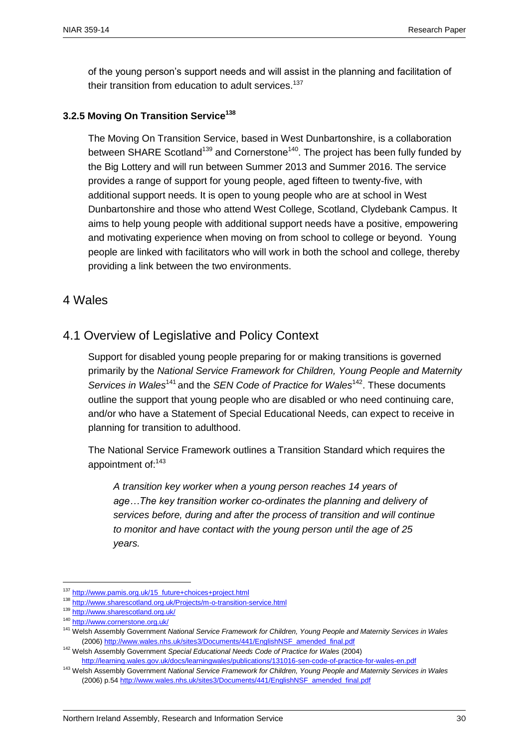of the young person's support needs and will assist in the planning and facilitation of their transition from education to adult services.[137]

**3.2.5 Moving On Transition Service[138]**

The Moving On Transition Service, based in West Dunbartonshire, is a collaboration between SHARE Scotland[139] and Cornerstone[140]. The project has been fully funded by the Big Lottery and will run between Summer 2013 and Summer 2016. The service provides a range of support for young people, aged fifteen to twenty-five, with additional support needs. It is open to young people who are at school in West Dunbartonshire and those who attend West College, Scotland, Clydebank Campus. It aims to help young people with additional support needs have a positive, empowering and motivating experience when moving on from school to college or beyond. Young people are linked with facilitators who will work in both the school and college, thereby providing a link between the two environments.

# 4 Wales

## 4.1 Overview of Legislative and Policy Context

Support for disabled young people preparing for or making transitions is governed primarily by the *National Service Framework for Children, Young People and Maternity Services in Wales*[141] and the *SEN Code of Practice for Wales*[142]. These documents outline the support that young people who are disabled or who need continuing care, and/or who have a Statement of Special Educational Needs, can expect to receive in planning for transition to adulthood.

The National Service Framework outlines a Transition Standard which requires the appointment of:[143]

> *A transition key worker when a young person reaches 14 years of age…The key transition worker co-ordinates the planning and delivery of services before, during and after the process of transition and will continue to monitor and have contact with the young person until the age of 25 years.*

---

[137] http://www.pamis.org.uk/15_future+choices+project.html

[138] http://www.sharescotland.org.uk/Projects/m-o-transition-service.html

[139] http://www.sharescotland.org.uk/

[140] http://www.cornerstone.org.uk/

[141] Welsh Assembly Government *National Service Framework for Children, Young People and Maternity Services in Wales* (2006) http://www.wales.nhs.uk/sites3/Documents/441/EnglishNSF_amended_final.pdf

[142] Welsh Assembly Government *Special Educational Needs Code of Practice for Wales* (2004) http://learning.wales.gov.uk/docs/learningwales/publications/131016-sen-code-of-practice-for-wales-en.pdf

[143] Welsh Assembly Government *National Service Framework for Children, Young People and Maternity Services in Wales* (2006) p.54 http://www.wales.nhs.uk/sites3/Documents/441/EnglishNSF_amended_final.pdf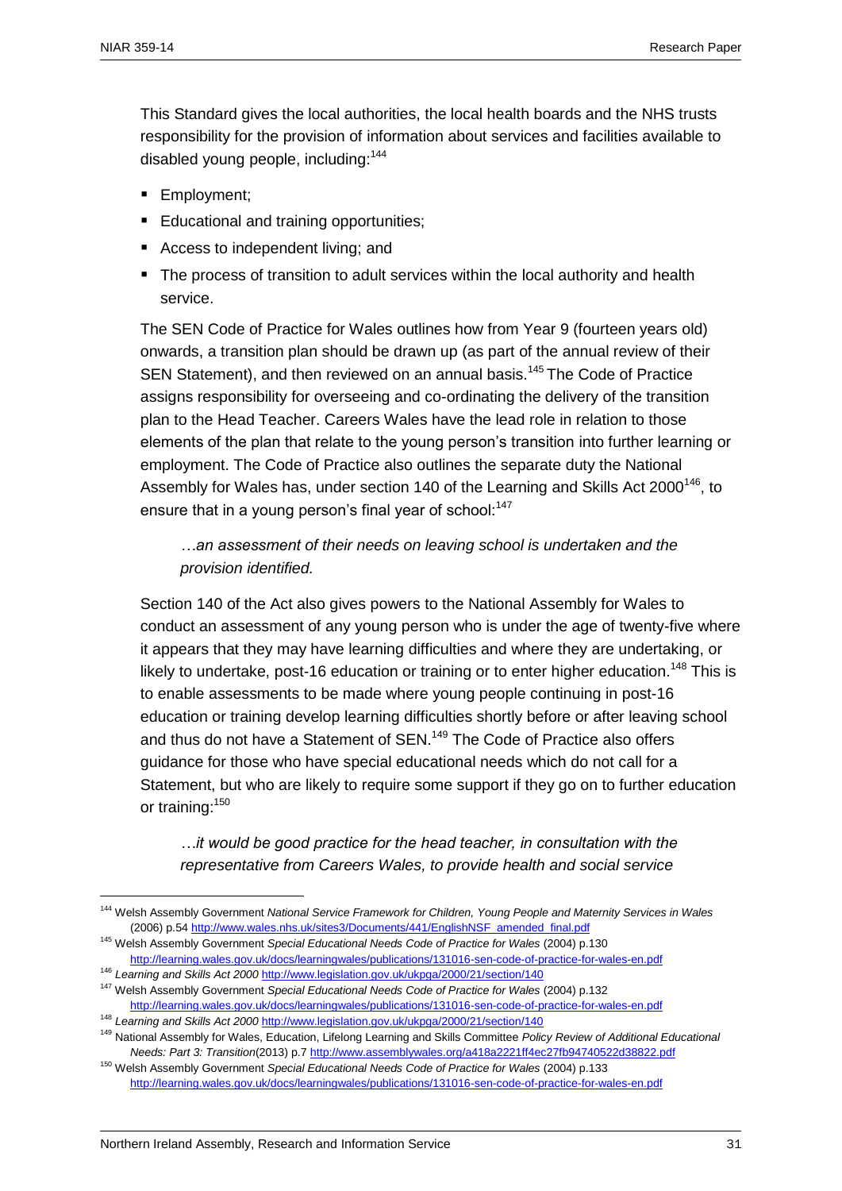This Standard gives the local authorities, the local health boards and the NHS trusts responsibility for the provision of information about services and facilities available to disabled young people, including:[144]

- Employment;
- Educational and training opportunities;
- Access to independent living; and
- The process of transition to adult services within the local authority and health service.

The SEN Code of Practice for Wales outlines how from Year 9 (fourteen years old) onwards, a transition plan should be drawn up (as part of the annual review of their SEN Statement), and then reviewed on an annual basis.[145] The Code of Practice assigns responsibility for overseeing and co-ordinating the delivery of the transition plan to the Head Teacher. Careers Wales have the lead role in relation to those elements of the plan that relate to the young person's transition into further learning or employment. The Code of Practice also outlines the separate duty the National Assembly for Wales has, under section 140 of the Learning and Skills Act 2000[146], to ensure that in a young person's final year of school:[147]

> *…an assessment of their needs on leaving school is undertaken and the provision identified.*

Section 140 of the Act also gives powers to the National Assembly for Wales to conduct an assessment of any young person who is under the age of twenty-five where it appears that they may have learning difficulties and where they are undertaking, or likely to undertake, post-16 education or training or to enter higher education.[148] This is to enable assessments to be made where young people continuing in post-16 education or training develop learning difficulties shortly before or after leaving school and thus do not have a Statement of SEN.[149] The Code of Practice also offers guidance for those who have special educational needs which do not call for a Statement, but who are likely to require some support if they go on to further education or training:[150]

> *…it would be good practice for the head teacher, in consultation with the representative from Careers Wales, to provide health and social service*

---

[144] Welsh Assembly Government *National Service Framework for Children, Young People and Maternity Services in Wales* (2006) p.54 http://www.wales.nhs.uk/sites3/Documents/441/EnglishNSF_amended_final.pdf

[145] Welsh Assembly Government *Special Educational Needs Code of Practice for Wales* (2004) p.130 http://learning.wales.gov.uk/docs/learningwales/publications/131016-sen-code-of-practice-for-wales-en.pdf

[146] *Learning and Skills Act 2000* http://www.legislation.gov.uk/ukpga/2000/21/section/140

[147] Welsh Assembly Government *Special Educational Needs Code of Practice for Wales* (2004) p.132 http://learning.wales.gov.uk/docs/learningwales/publications/131016-sen-code-of-practice-for-wales-en.pdf

[148] *Learning and Skills Act 2000* http://www.legislation.gov.uk/ukpga/2000/21/section/140

[149] National Assembly for Wales, Education, Lifelong Learning and Skills Committee *Policy Review of Additional Educational Needs: Part 3: Transition*(2013) p.7 http://www.assemblywales.org/a418a2221ff4ec27fb94740522d38822.pdf

[150] Welsh Assembly Government *Special Educational Needs Code of Practice for Wales* (2004) p.133 http://learning.wales.gov.uk/docs/learningwales/publications/131016-sen-code-of-practice-for-wales-en.pdf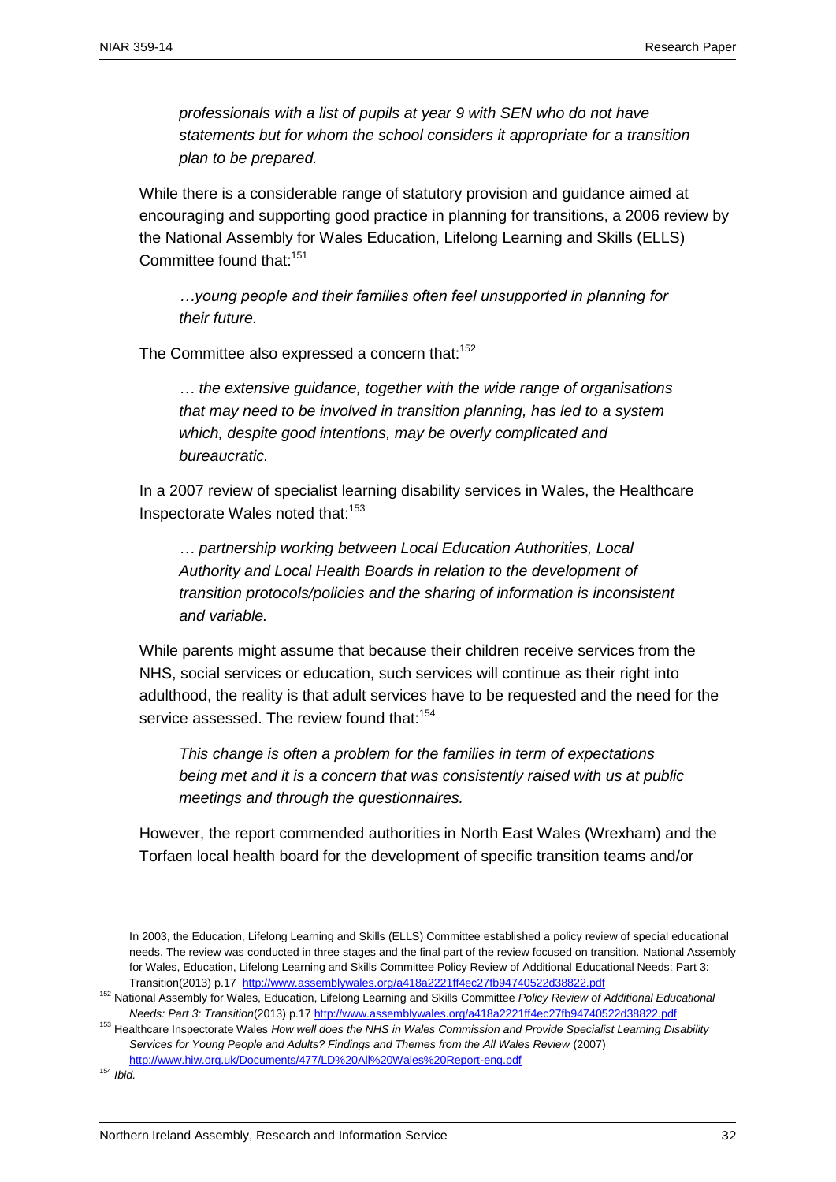*professionals with a list of pupils at year 9 with SEN who do not have statements but for whom the school considers it appropriate for a transition plan to be prepared.*

While there is a considerable range of statutory provision and guidance aimed at encouraging and supporting good practice in planning for transitions, a 2006 review by the National Assembly for Wales Education, Lifelong Learning and Skills (ELLS) Committee found that:[151]

> *…young people and their families often feel unsupported in planning for their future.*

The Committee also expressed a concern that:[152]

> *… the extensive guidance, together with the wide range of organisations that may need to be involved in transition planning, has led to a system which, despite good intentions, may be overly complicated and bureaucratic.*

In a 2007 review of specialist learning disability services in Wales, the Healthcare Inspectorate Wales noted that:[153]

> *… partnership working between Local Education Authorities, Local Authority and Local Health Boards in relation to the development of transition protocols/policies and the sharing of information is inconsistent and variable.*

While parents might assume that because their children receive services from the NHS, social services or education, such services will continue as their right into adulthood, the reality is that adult services have to be requested and the need for the service assessed. The review found that:[154]

> *This change is often a problem for the families in term of expectations being met and it is a concern that was consistently raised with us at public meetings and through the questionnaires.*

However, the report commended authorities in North East Wales (Wrexham) and the Torfaen local health board for the development of specific transition teams and/or

---

In 2003, the Education, Lifelong Learning and Skills (ELLS) Committee established a policy review of special educational needs. The review was conducted in three stages and the final part of the review focused on transition. National Assembly for Wales, Education, Lifelong Learning and Skills Committee Policy Review of Additional Educational Needs: Part 3: Transition(2013) p.17 http://www.assemblywales.org/a418a2221ff4ec27fb94740522d38822.pdf

[152] National Assembly for Wales, Education, Lifelong Learning and Skills Committee *Policy Review of Additional Educational Needs: Part 3: Transition*(2013) p.17 http://www.assemblywales.org/a418a2221ff4ec27fb94740522d38822.pdf

[153] Healthcare Inspectorate Wales *How well does the NHS in Wales Commission and Provide Specialist Learning Disability Services for Young People and Adults? Findings and Themes from the All Wales Review* (2007) http://www.hiw.org.uk/Documents/477/LD%20All%20Wales%20Report-eng.pdf

[154] *Ibid.*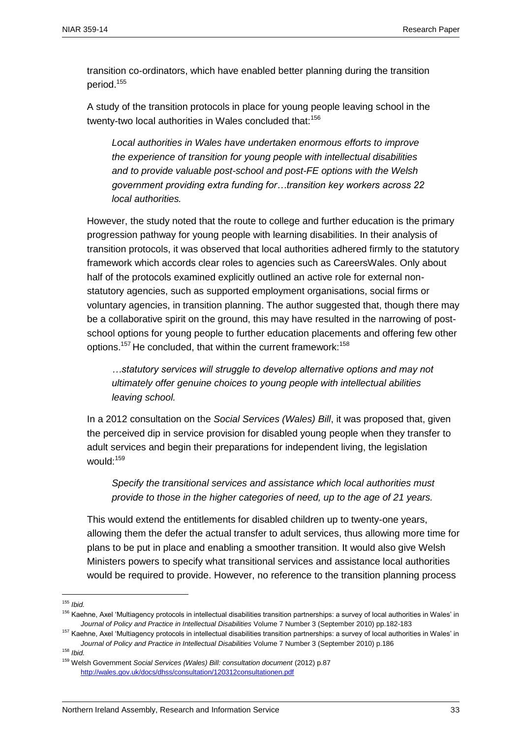transition co-ordinators, which have enabled better planning during the transition period.[155]

A study of the transition protocols in place for young people leaving school in the twenty-two local authorities in Wales concluded that:[156]

> *Local authorities in Wales have undertaken enormous efforts to improve the experience of transition for young people with intellectual disabilities and to provide valuable post-school and post-FE options with the Welsh government providing extra funding for…transition key workers across 22 local authorities.*

However, the study noted that the route to college and further education is the primary progression pathway for young people with learning disabilities. In their analysis of transition protocols, it was observed that local authorities adhered firmly to the statutory framework which accords clear roles to agencies such as CareersWales. Only about half of the protocols examined explicitly outlined an active role for external non-statutory agencies, such as supported employment organisations, social firms or voluntary agencies, in transition planning. The author suggested that, though there may be a collaborative spirit on the ground, this may have resulted in the narrowing of post-school options for young people to further education placements and offering few other options.[157] He concluded, that within the current framework:[158]

> *…statutory services will struggle to develop alternative options and may not ultimately offer genuine choices to young people with intellectual abilities leaving school.*

In a 2012 consultation on the *Social Services (Wales) Bill*, it was proposed that, given the perceived dip in service provision for disabled young people when they transfer to adult services and begin their preparations for independent living, the legislation would:[159]

> *Specify the transitional services and assistance which local authorities must provide to those in the higher categories of need, up to the age of 21 years.*

This would extend the entitlements for disabled children up to twenty-one years, allowing them the defer the actual transfer to adult services, thus allowing more time for plans to be put in place and enabling a smoother transition. It would also give Welsh Ministers powers to specify what transitional services and assistance local authorities would be required to provide. However, no reference to the transition planning process

---

[155] *Ibid.*

[156] Kaehne, Axel 'Multiagency protocols in intellectual disabilities transition partnerships: a survey of local authorities in Wales' in *Journal of Policy and Practice in Intellectual Disabilities* Volume 7 Number 3 (September 2010) pp.182-183

[157] Kaehne, Axel 'Multiagency protocols in intellectual disabilities transition partnerships: a survey of local authorities in Wales' in *Journal of Policy and Practice in Intellectual Disabilities* Volume 7 Number 3 (September 2010) p.186

[158] *Ibid.*

[159] Welsh Government *Social Services (Wales) Bill: consultation document* (2012) p.87 http://wales.gov.uk/docs/dhss/consultation/120312consultationen.pdf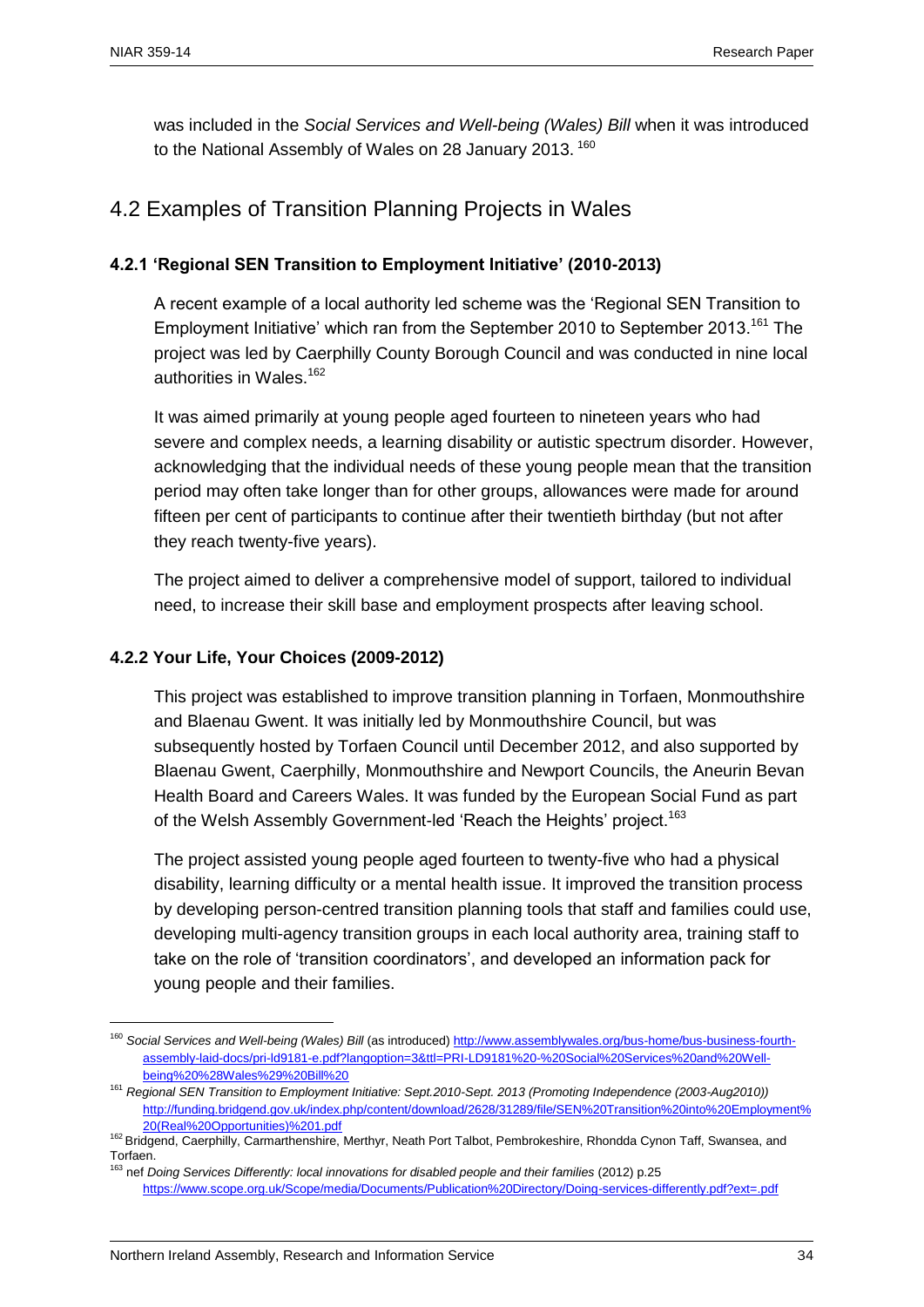was included in the *Social Services and Well-being (Wales) Bill* when it was introduced to the National Assembly of Wales on 28 January 2013. [160]

## 4.2 Examples of Transition Planning Projects in Wales

### 4.2.1 'Regional SEN Transition to Employment Initiative' (2010-2013)

A recent example of a local authority led scheme was the 'Regional SEN Transition to Employment Initiative' which ran from the September 2010 to September 2013.[161] The project was led by Caerphilly County Borough Council and was conducted in nine local authorities in Wales.[162]

It was aimed primarily at young people aged fourteen to nineteen years who had severe and complex needs, a learning disability or autistic spectrum disorder. However, acknowledging that the individual needs of these young people mean that the transition period may often take longer than for other groups, allowances were made for around fifteen per cent of participants to continue after their twentieth birthday (but not after they reach twenty-five years).

The project aimed to deliver a comprehensive model of support, tailored to individual need, to increase their skill base and employment prospects after leaving school.

### 4.2.2 Your Life, Your Choices (2009-2012)

This project was established to improve transition planning in Torfaen, Monmouthshire and Blaenau Gwent. It was initially led by Monmouthshire Council, but was subsequently hosted by Torfaen Council until December 2012, and also supported by Blaenau Gwent, Caerphilly, Monmouthshire and Newport Councils, the Aneurin Bevan Health Board and Careers Wales. It was funded by the European Social Fund as part of the Welsh Assembly Government-led 'Reach the Heights' project.[163]

The project assisted young people aged fourteen to twenty-five who had a physical disability, learning difficulty or a mental health issue. It improved the transition process by developing person-centred transition planning tools that staff and families could use, developing multi-agency transition groups in each local authority area, training staff to take on the role of 'transition coordinators', and developed an information pack for young people and their families.

---

[160] *Social Services and Well-being (Wales) Bill* (as introduced) http://www.assemblywales.org/bus-home/bus-business-fourth-assembly-laid-docs/pri-ld9181-e.pdf?langoption=3&ttl=PRI-LD9181%20-%20Social%20Services%20and%20Well-being%20%28Wales%29%20Bill%20

[161] *Regional SEN Transition to Employment Initiative: Sept.2010-Sept. 2013 (Promoting Independence (2003-Aug2010))* http://funding.bridgend.gov.uk/index.php/content/download/2628/31289/file/SEN%20Transition%20into%20Employment%20(Real%20Opportunities)%201.pdf

[162] Bridgend, Caerphilly, Carmarthenshire, Merthyr, Neath Port Talbot, Pembrokeshire, Rhondda Cynon Taff, Swansea, and Torfaen.

[163] nef *Doing Services Differently: local innovations for disabled people and their families* (2012) p.25 https://www.scope.org.uk/Scope/media/Documents/Publication%20Directory/Doing-services-differently.pdf?ext=.pdf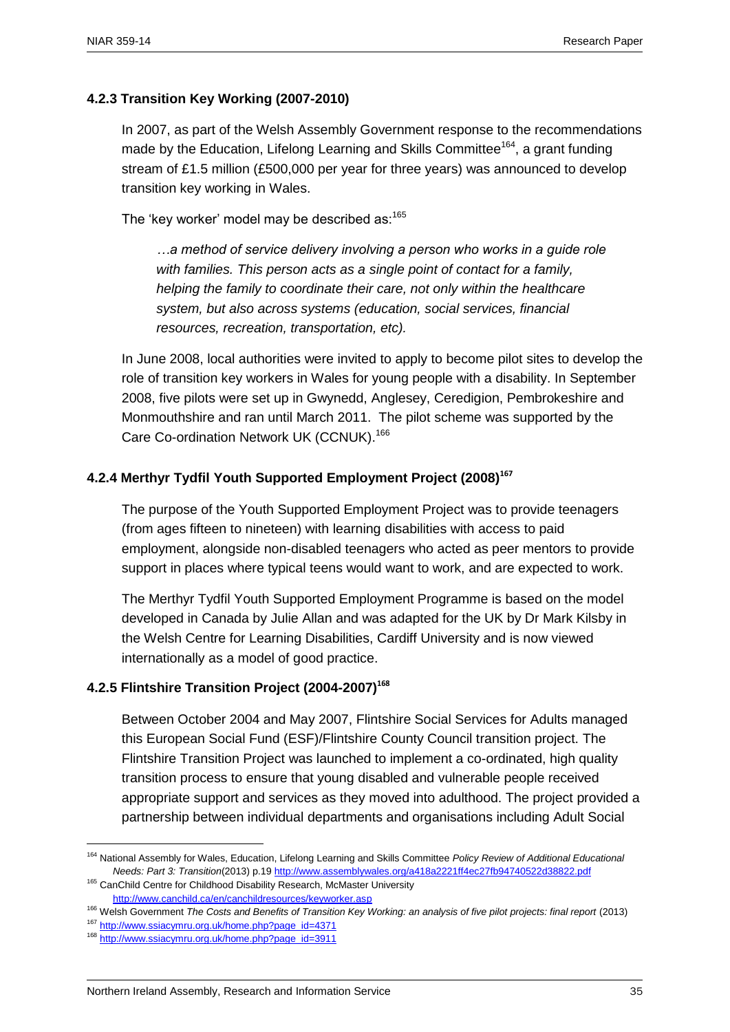### 4.2.3 Transition Key Working (2007-2010)

In 2007, as part of the Welsh Assembly Government response to the recommendations made by the Education, Lifelong Learning and Skills Committee[164], a grant funding stream of £1.5 million (£500,000 per year for three years) was announced to develop transition key working in Wales.

The 'key worker' model may be described as:[165]

> *…a method of service delivery involving a person who works in a guide role with families. This person acts as a single point of contact for a family, helping the family to coordinate their care, not only within the healthcare system, but also across systems (education, social services, financial resources, recreation, transportation, etc).*

In June 2008, local authorities were invited to apply to become pilot sites to develop the role of transition key workers in Wales for young people with a disability. In September 2008, five pilots were set up in Gwynedd, Anglesey, Ceredigion, Pembrokeshire and Monmouthshire and ran until March 2011. The pilot scheme was supported by the Care Co-ordination Network UK (CCNUK).[166]

### 4.2.4 Merthyr Tydfil Youth Supported Employment Project (2008)[167]

The purpose of the Youth Supported Employment Project was to provide teenagers (from ages fifteen to nineteen) with learning disabilities with access to paid employment, alongside non-disabled teenagers who acted as peer mentors to provide support in places where typical teens would want to work, and are expected to work.

The Merthyr Tydfil Youth Supported Employment Programme is based on the model developed in Canada by Julie Allan and was adapted for the UK by Dr Mark Kilsby in the Welsh Centre for Learning Disabilities, Cardiff University and is now viewed internationally as a model of good practice.

### 4.2.5 Flintshire Transition Project (2004-2007)[168]

Between October 2004 and May 2007, Flintshire Social Services for Adults managed this European Social Fund (ESF)/Flintshire County Council transition project. The Flintshire Transition Project was launched to implement a co-ordinated, high quality transition process to ensure that young disabled and vulnerable people received appropriate support and services as they moved into adulthood. The project provided a partnership between individual departments and organisations including Adult Social

---

[164] National Assembly for Wales, Education, Lifelong Learning and Skills Committee *Policy Review of Additional Educational Needs: Part 3: Transition*(2013) p.19 http://www.assemblywales.org/a418a2221ff4ec27fb94740522d38822.pdf

[165] CanChild Centre for Childhood Disability Research, McMaster University http://www.canchild.ca/en/canchildresources/keyworker.asp

[166] Welsh Government *The Costs and Benefits of Transition Key Working: an analysis of five pilot projects: final report* (2013)

[167] http://www.ssiacymru.org.uk/home.php?page_id=4371

[168] http://www.ssiacymru.org.uk/home.php?page_id=3911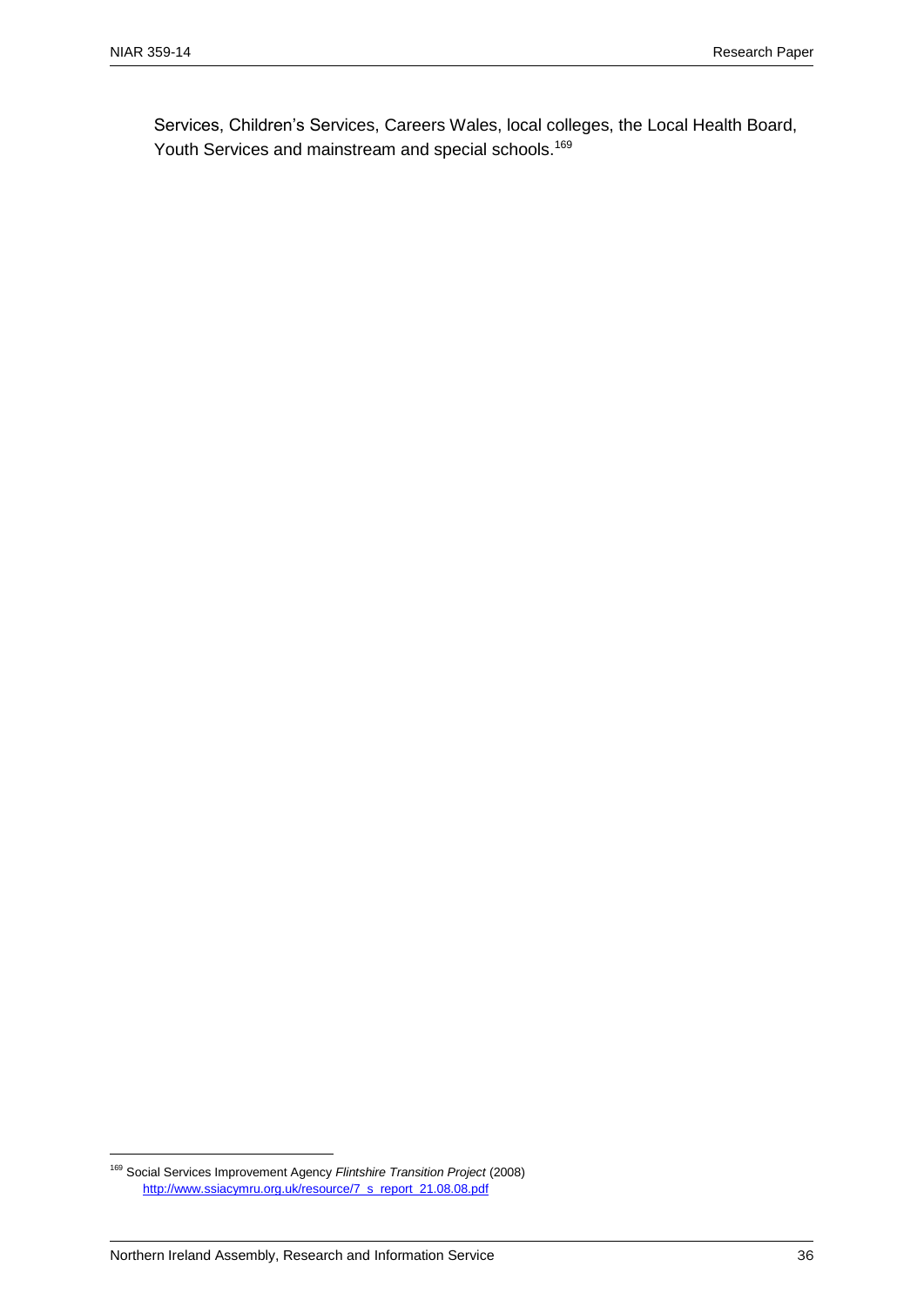Services, Children's Services, Careers Wales, local colleges, the Local Health Board, Youth Services and mainstream and special schools.[169]

[169] Social Services Improvement Agency *Flintshire Transition Project* (2008) http://www.ssiacymru.org.uk/resource/7_s_report_21.08.08.pdf